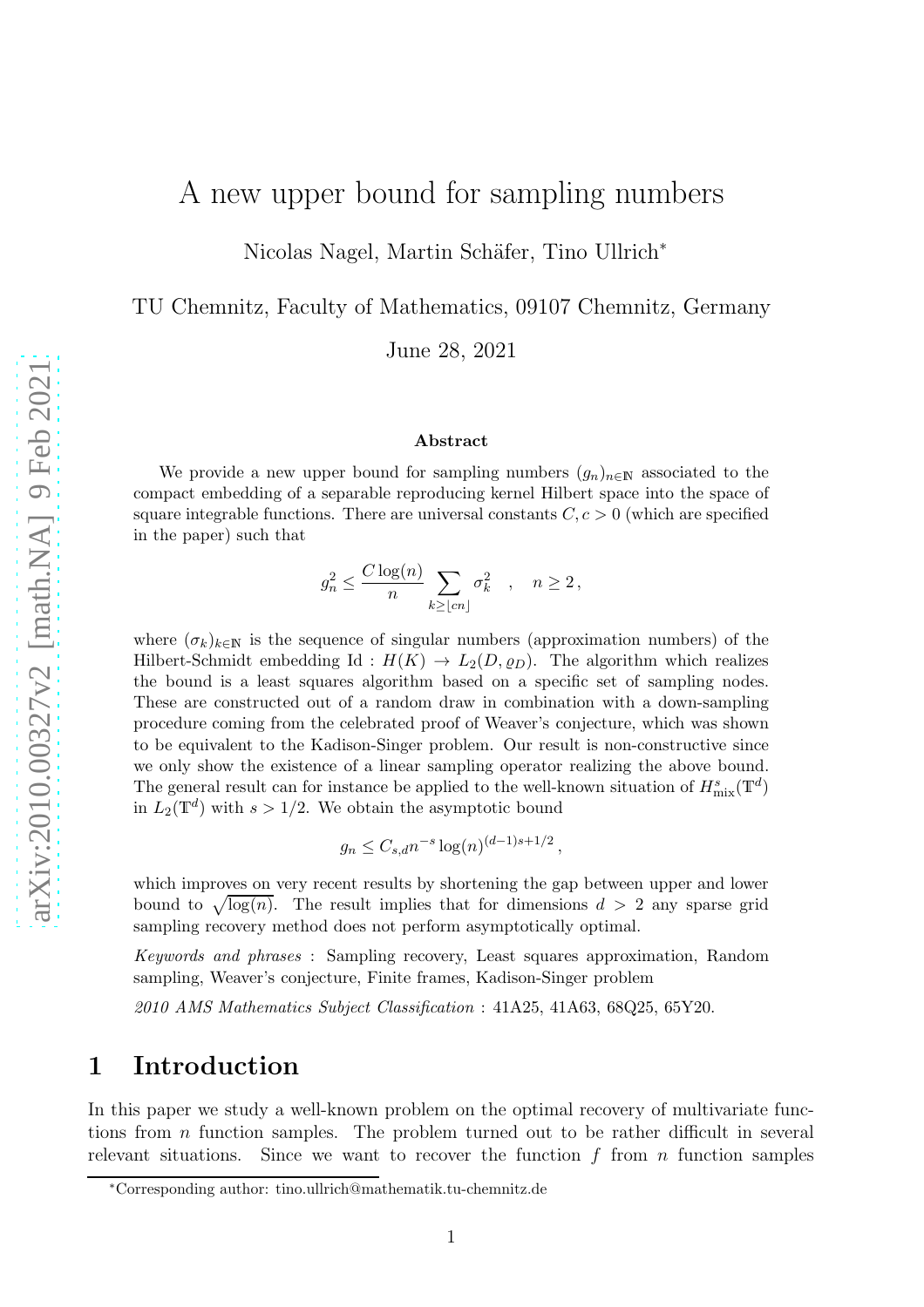# A new upper bound for sampling numbers

Nicolas Nagel, Martin Schäfer, Tino Ullrich*

TU Chemnitz, Faculty of Mathematics, 09107 Chemnitz, Germany

June 28, 2021

### Abstract

We provide a new upper bound for sampling numbers $(g_n)_{n\in\mathbb{N}}$ associated to the compact embedding of a separable reproducing kernel Hilbert space into the space of square integrable functions. There are universal constants $C, c > 0$ (which are specified in the paper) such that

$$g_n^2 \leq \frac{C\log(n)}{n} \sum_{k\geq \lfloor cn \rfloor} \sigma_k^2 \quad , \quad n \geq 2\,,$$

where $(\sigma_k)_{k\in\mathbb{N}}$ is the sequence of singular numbers (approximation numbers) of the Hilbert-Schmidt embedding $\mathrm{Id} : H(K) \to L_2(D, \varrho_D)$. The algorithm which realizes the bound is a least squares algorithm based on a specific set of sampling nodes. These are constructed out of a random draw in combination with a down-sampling procedure coming from the celebrated proof of Weaver's conjecture, which was shown to be equivalent to the Kadison-Singer problem. Our result is non-constructive since we only show the existence of a linear sampling operator realizing the above bound. The general result can for instance be applied to the well-known situation of $H^s_{\text{mix}}(\mathbb{T}^d)$ in $L_2(\mathbb{T}^d)$ with $s > 1/2$. We obtain the asymptotic bound

$$g_n \leq C_{s,d} n^{-s} \log(n)^{(d-1)s+1/2}\,,$$

which improves on very recent results by shortening the gap between upper and lower bound to $\sqrt{\log(n)}$. The result implies that for dimensions $d > 2$ any sparse grid sampling recovery method does not perform asymptotically optimal.

*Keywords and phrases* : Sampling recovery, Least squares approximation, Random sampling, Weaver's conjecture, Finite frames, Kadison-Singer problem

*2010 AMS Mathematics Subject Classification* : 41A25, 41A63, 68Q25, 65Y20.

## 1 Introduction

In this paper we study a well-known problem on the optimal recovery of multivariate functions from $n$ function samples. The problem turned out to be rather difficult in several relevant situations. Since we want to recover the function $f$ from $n$ function samples

*Corresponding author: tino.ullrich@mathematik.tu-chemnitz.de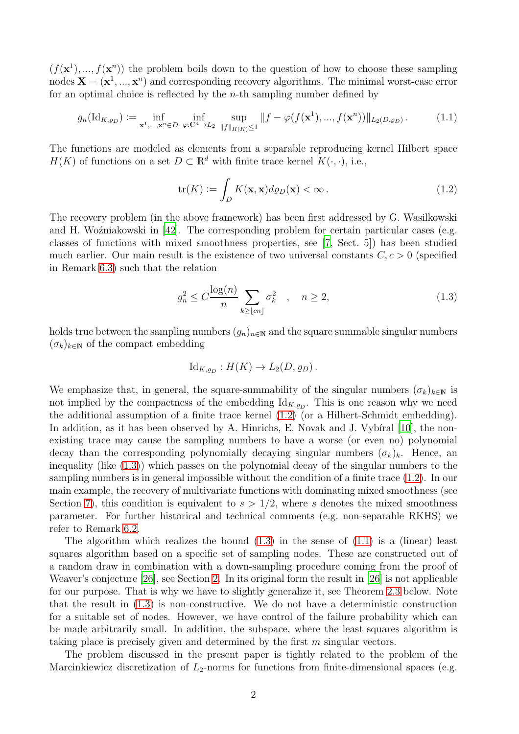$(f(\mathbf{x}^1), ..., f(\mathbf{x}^n))$ the problem boils down to the question of how to choose these sampling nodes $\mathbf{X} = (\mathbf{x}^1, ..., \mathbf{x}^n)$ and corresponding recovery algorithms. The minimal worst-case error for an optimal choice is reflected by the $n$-th sampling number defined by

$$g_n(\mathrm{Id}_{K,\varrho_D}) := \inf_{\mathbf{x}^1,...,\mathbf{x}^n \in D} \inf_{\varphi: \mathbb{C}^n \to L_2} \sup_{\|f\|_{H(K)} \leq 1} \|f - \varphi(f(\mathbf{x}^1), ..., f(\mathbf{x}^n))\|_{L_2(D,\varrho_D)} . \tag{1.1}$$

The functions are modeled as elements from a separable reproducing kernel Hilbert space $H(K)$ of functions on a set $D \subset \mathbb{R}^d$ with finite trace kernel $K(\cdot, \cdot)$, i.e.,

$$\mathrm{tr}(K) := \int_D K(\mathbf{x}, \mathbf{x}) d\varrho_D(\mathbf{x}) < \infty . \tag{1.2}$$

The recovery problem (in the above framework) has been first addressed by G. Wasilkowski and H. Woźniakowski in [42]. The corresponding problem for certain particular cases (e.g. classes of functions with mixed smoothness properties, see [7, Sect. 5]) has been studied much earlier. Our main result is the existence of two universal constants $C, c > 0$ (specified in Remark 6.3) such that the relation

$$g_n^2 \leq C \frac{\log(n)}{n} \sum_{k \geq \lfloor cn \rfloor} \sigma_k^2 \quad , \quad n \geq 2, \tag{1.3}$$

holds true between the sampling numbers $(g_n)_{n \in \mathbb{N}}$ and the square summable singular numbers $(\sigma_k)_{k \in \mathbb{N}}$ of the compact embedding

$$\mathrm{Id}_{K,\varrho_D} : H(K) \to L_2(D, \varrho_D) .$$

We emphasize that, in general, the square-summability of the singular numbers $(\sigma_k)_{k \in \mathbb{N}}$ is not implied by the compactness of the embedding $\mathrm{Id}_{K,\varrho_D}$. This is one reason why we need the additional assumption of a finite trace kernel (1.2) (or a Hilbert-Schmidt embedding). In addition, as it has been observed by A. Hinrichs, E. Novak and J. Vybíral [10], the non-existing trace may cause the sampling numbers to have a worse (or even no) polynomial decay than the corresponding polynomially decaying singular numbers $(\sigma_k)_k$. Hence, an inequality (like (1.3)) which passes on the polynomial decay of the singular numbers to the sampling numbers is in general impossible without the condition of a finite trace (1.2). In our main example, the recovery of multivariate functions with dominating mixed smoothness (see Section 7), this condition is equivalent to $s > 1/2$, where $s$ denotes the mixed smoothness parameter. For further historical and technical comments (e.g. non-separable RKHS) we refer to Remark 6.2.

The algorithm which realizes the bound (1.3) in the sense of (1.1) is a (linear) least squares algorithm based on a specific set of sampling nodes. These are constructed out of a random draw in combination with a down-sampling procedure coming from the proof of Weaver's conjecture [26], see Section 2. In its original form the result in [26] is not applicable for our purpose. That is why we have to slightly generalize it, see Theorem 2.3 below. Note that the result in (1.3) is non-constructive. We do not have a deterministic construction for a suitable set of nodes. However, we have control of the failure probability which can be made arbitrarily small. In addition, the subspace, where the least squares algorithm is taking place is precisely given and determined by the first $m$ singular vectors.

The problem discussed in the present paper is tightly related to the problem of the Marcinkiewicz discretization of $L_2$-norms for functions from finite-dimensional spaces (e.g.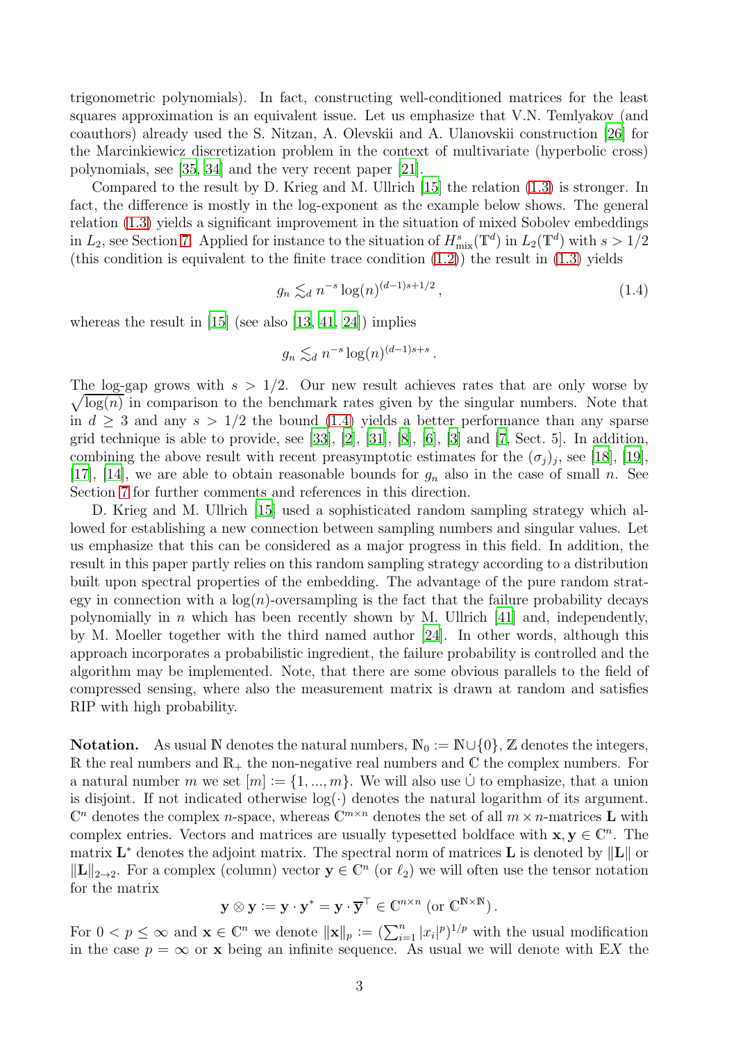trigonometric polynomials). In fact, constructing well-conditioned matrices for the least squares approximation is an equivalent issue. Let us emphasize that V.N. Temlyakov (and coauthors) already used the S. Nitzan, A. Olevskii and A. Ulanovskii construction [26] for the Marcinkiewicz discretization problem in the context of multivariate (hyperbolic cross) polynomials, see [35, 34] and the very recent paper [21].

Compared to the result by D. Krieg and M. Ullrich [15] the relation (1.3) is stronger. In fact, the difference is mostly in the log-exponent as the example below shows. The general relation (1.3) yields a significant improvement in the situation of mixed Sobolev embeddings in $L_2$, see Section 7. Applied for instance to the situation of $H^s_{\text{mix}}(\mathbb{T}^d)$ in $L_2(\mathbb{T}^d)$ with $s > 1/2$ (this condition is equivalent to the finite trace condition (1.2)) the result in (1.3) yields

$$g_n \lesssim_d n^{-s} \log(n)^{(d-1)s+1/2}\,, \tag{1.4}$$

whereas the result in [15] (see also [13, 41, 24]) implies

$$g_n \lesssim_d n^{-s} \log(n)^{(d-1)s+s}\,.$$

The log-gap grows with $s > 1/2$. Our new result achieves rates that are only worse by $\sqrt{\log(n)}$ in comparison to the benchmark rates given by the singular numbers. Note that in $d \geq 3$ and any $s > 1/2$ the bound (1.4) yields a better performance than any sparse grid technique is able to provide, see [33], [2], [31], [8], [6], [3] and [7, Sect. 5]. In addition, combining the above result with recent preasymptotic estimates for the $(\sigma_j)_j$, see [18], [19], [17], [14], we are able to obtain reasonable bounds for $g_n$ also in the case of small $n$. See Section 7 for further comments and references in this direction.

D. Krieg and M. Ullrich [15] used a sophisticated random sampling strategy which allowed for establishing a new connection between sampling numbers and singular values. Let us emphasize that this can be considered as a major progress in this field. In addition, the result in this paper partly relies on this random sampling strategy according to a distribution built upon spectral properties of the embedding. The advantage of the pure random strategy in connection with a $\log(n)$-oversampling is the fact that the failure probability decays polynomially in $n$ which has been recently shown by M. Ullrich [41] and, independently, by M. Moeller together with the third named author [24]. In other words, although this approach incorporates a probabilistic ingredient, the failure probability is controlled and the algorithm may be implemented. Note, that there are some obvious parallels to the field of compressed sensing, where also the measurement matrix is drawn at random and satisfies RIP with high probability.

**Notation.** As usual $\mathbb{N}$ denotes the natural numbers, $\mathbb{N}_0 := \mathbb{N} \cup \{0\}$, $\mathbb{Z}$ denotes the integers, $\mathbb{R}$ the real numbers and $\mathbb{R}_+$ the non-negative real numbers and $\mathbb{C}$ the complex numbers. For a natural number $m$ we set $[m] := \{1, ..., m\}$. We will also use $\dot\cup$ to emphasize, that a union is disjoint. If not indicated otherwise $\log(\cdot)$ denotes the natural logarithm of its argument. $\mathbb{C}^n$ denotes the complex $n$-space, whereas $\mathbb{C}^{m\times n}$ denotes the set of all $m \times n$-matrices $\mathbf{L}$ with complex entries. Vectors and matrices are usually typesetted boldface with $\mathbf{x}, \mathbf{y} \in \mathbb{C}^n$. The matrix $\mathbf{L}^*$ denotes the adjoint matrix. The spectral norm of matrices $\mathbf{L}$ is denoted by $\|\mathbf{L}\|$ or $\|\mathbf{L}\|_{2\to 2}$. For a complex (column) vector $\mathbf{y} \in \mathbb{C}^n$ (or $\ell_2$) we will often use the tensor notation for the matrix

$$\mathbf{y} \otimes \mathbf{y} := \mathbf{y} \cdot \mathbf{y}^* = \mathbf{y} \cdot \overline{\mathbf{y}}^\top \in \mathbb{C}^{n\times n} \text{ (or } \mathbb{C}^{\mathbb{N}\times\mathbb{N}})\,.$$

For $0 < p \leq \infty$ and $\mathbf{x} \in \mathbb{C}^n$ we denote $\|\mathbf{x}\|_p := (\sum_{i=1}^n |x_i|^p)^{1/p}$ with the usual modification in the case $p = \infty$ or $\mathbf{x}$ being an infinite sequence. As usual we will denote with $\mathbb{E}X$ the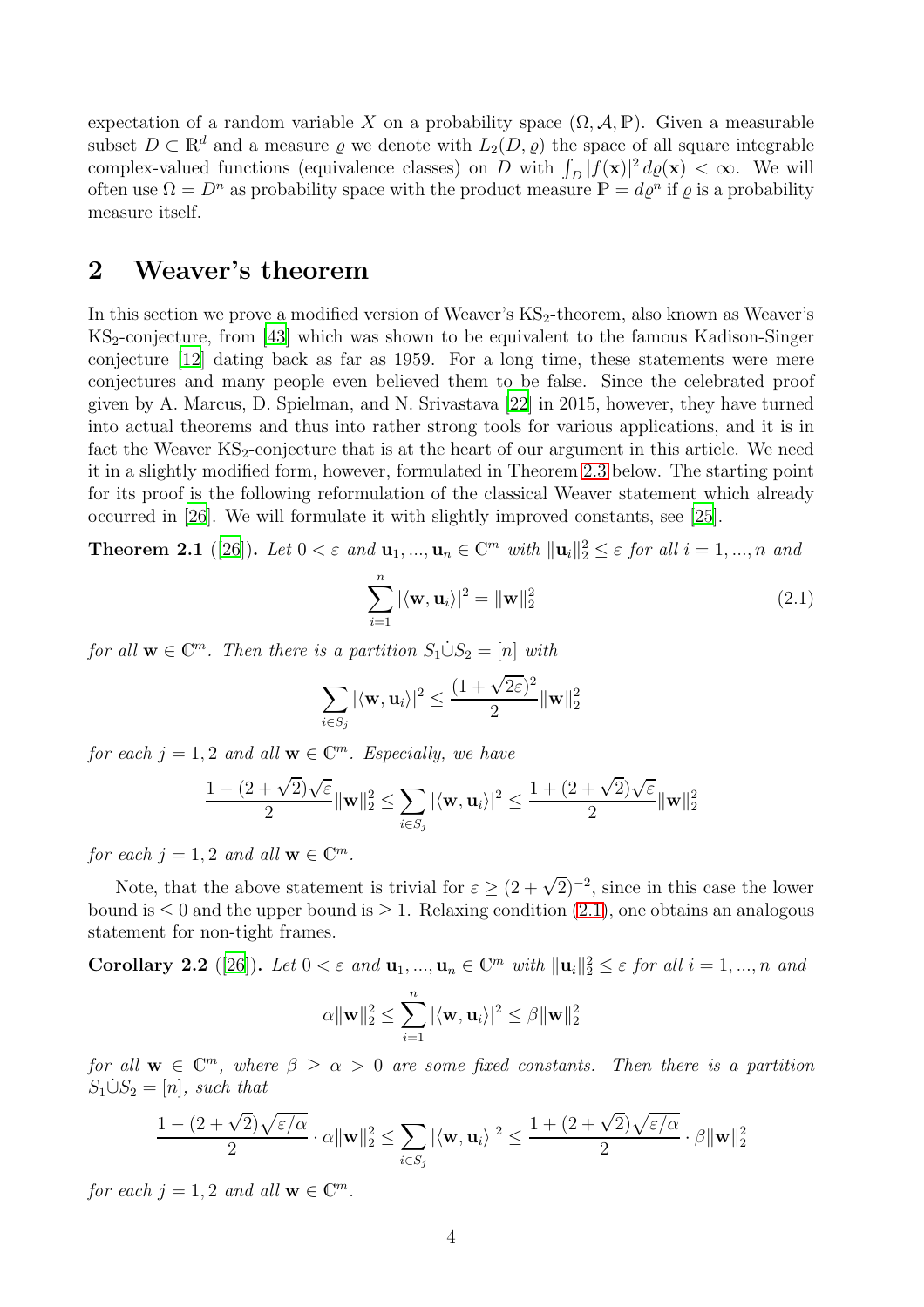expectation of a random variable $X$ on a probability space $(\Omega, \mathcal{A}, \mathbb{P})$. Given a measurable subset $D \subset \mathbb{R}^d$ and a measure $\varrho$ we denote with $L_2(D, \varrho)$ the space of all square integrable complex-valued functions (equivalence classes) on $D$ with $\int_D |f(\mathbf{x})|^2 \, d\varrho(\mathbf{x}) < \infty$. We will often use $\Omega = D^n$ as probability space with the product measure $\mathbb{P} = d\varrho^n$ if $\varrho$ is a probability measure itself.

## 2 Weaver's theorem

In this section we prove a modified version of Weaver's $\mathrm{KS}_2$-theorem, also known as Weaver's $\mathrm{KS}_2$-conjecture, from [43] which was shown to be equivalent to the famous Kadison-Singer conjecture [12] dating back as far as 1959. For a long time, these statements were mere conjectures and many people even believed them to be false. Since the celebrated proof given by A. Marcus, D. Spielman, and N. Srivastava [22] in 2015, however, they have turned into actual theorems and thus into rather strong tools for various applications, and it is in fact the Weaver $\mathrm{KS}_2$-conjecture that is at the heart of our argument in this article. We need it in a slightly modified form, however, formulated in Theorem 2.3 below. The starting point for its proof is the following reformulation of the classical Weaver statement which already occurred in [26]. We will formulate it with slightly improved constants, see [25].

**Theorem 2.1** ([26]). *Let $0 < \varepsilon$ and $\mathbf{u}_1, ..., \mathbf{u}_n \in \mathbb{C}^m$ with $\|\mathbf{u}_i\|_2^2 \le \varepsilon$ for all $i = 1, ..., n$ and*

$$\sum_{i=1}^{n} |\langle \mathbf{w}, \mathbf{u}_i \rangle|^2 = \|\mathbf{w}\|_2^2 \tag{2.1}$$

*for all $\mathbf{w} \in \mathbb{C}^m$. Then there is a partition $S_1 \dot\cup S_2 = [n]$ with*

$$\sum_{i \in S_j} |\langle \mathbf{w}, \mathbf{u}_i \rangle|^2 \le \frac{(1 + \sqrt{2\varepsilon})^2}{2} \|\mathbf{w}\|_2^2$$

*for each $j = 1, 2$ and all $\mathbf{w} \in \mathbb{C}^m$. Especially, we have*

$$\frac{1 - (2 + \sqrt{2})\sqrt{\varepsilon}}{2} \|\mathbf{w}\|_2^2 \le \sum_{i \in S_j} |\langle \mathbf{w}, \mathbf{u}_i \rangle|^2 \le \frac{1 + (2 + \sqrt{2})\sqrt{\varepsilon}}{2} \|\mathbf{w}\|_2^2$$

*for each $j = 1, 2$ and all $\mathbf{w} \in \mathbb{C}^m$.*

Note, that the above statement is trivial for $\varepsilon \ge (2 + \sqrt{2})^{-2}$, since in this case the lower bound is $\le 0$ and the upper bound is $\ge 1$. Relaxing condition (2.1), one obtains an analogous statement for non-tight frames.

**Corollary 2.2** ([26]). *Let $0 < \varepsilon$ and $\mathbf{u}_1, ..., \mathbf{u}_n \in \mathbb{C}^m$ with $\|\mathbf{u}_i\|_2^2 \le \varepsilon$ for all $i = 1, ..., n$ and*

$$\alpha \|\mathbf{w}\|_2^2 \le \sum_{i=1}^{n} |\langle \mathbf{w}, \mathbf{u}_i \rangle|^2 \le \beta \|\mathbf{w}\|_2^2$$

*for all $\mathbf{w} \in \mathbb{C}^m$, where $\beta \ge \alpha > 0$ are some fixed constants. Then there is a partition $S_1 \dot\cup S_2 = [n]$, such that*

$$\frac{1 - (2 + \sqrt{2})\sqrt{\varepsilon/\alpha}}{2} \cdot \alpha \|\mathbf{w}\|_2^2 \le \sum_{i \in S_j} |\langle \mathbf{w}, \mathbf{u}_i \rangle|^2 \le \frac{1 + (2 + \sqrt{2})\sqrt{\varepsilon/\alpha}}{2} \cdot \beta \|\mathbf{w}\|_2^2$$

*for each $j = 1, 2$ and all $\mathbf{w} \in \mathbb{C}^m$.*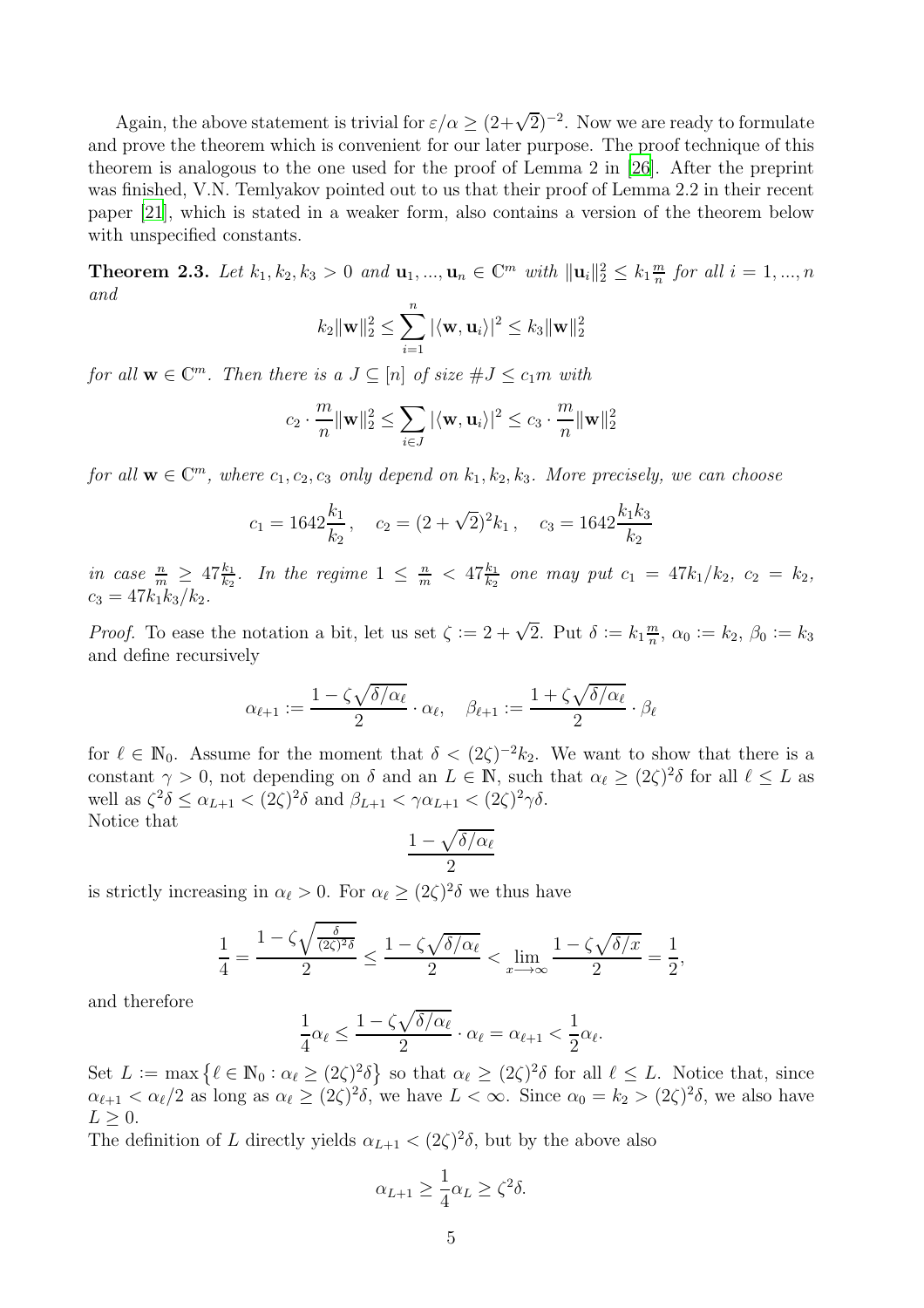Again, the above statement is trivial for $\varepsilon/\alpha \geq (2+\sqrt{2})^{-2}$. Now we are ready to formulate and prove the theorem which is convenient for our later purpose. The proof technique of this theorem is analogous to the one used for the proof of Lemma 2 in [26]. After the preprint was finished, V.N. Temlyakov pointed out to us that their proof of Lemma 2.2 in their recent paper [21], which is stated in a weaker form, also contains a version of the theorem below with unspecified constants.

**Theorem 2.3.** *Let $k_1, k_2, k_3 > 0$ and $\mathbf{u}_1, ..., \mathbf{u}_n \in \mathbb{C}^m$ with $\|\mathbf{u}_i\|_2^2 \leq k_1 \frac{m}{n}$ for all $i = 1, ..., n$ and*

$$k_2 \|\mathbf{w}\|_2^2 \leq \sum_{i=1}^{n} |\langle \mathbf{w}, \mathbf{u}_i \rangle|^2 \leq k_3 \|\mathbf{w}\|_2^2$$

*for all $\mathbf{w} \in \mathbb{C}^m$. Then there is a $J \subseteq [n]$ of size $\#J \leq c_1 m$ with*

$$c_2 \cdot \frac{m}{n} \|\mathbf{w}\|_2^2 \leq \sum_{i \in J} |\langle \mathbf{w}, \mathbf{u}_i \rangle|^2 \leq c_3 \cdot \frac{m}{n} \|\mathbf{w}\|_2^2$$

*for all $\mathbf{w} \in \mathbb{C}^m$, where $c_1, c_2, c_3$ only depend on $k_1, k_2, k_3$. More precisely, we can choose*

$$c_1 = 1642 \frac{k_1}{k_2}, \quad c_2 = (2+\sqrt{2})^2 k_1, \quad c_3 = 1642 \frac{k_1 k_3}{k_2}$$

*in case $\frac{n}{m} \geq 47 \frac{k_1}{k_2}$. In the regime $1 \leq \frac{n}{m} < 47 \frac{k_1}{k_2}$ one may put $c_1 = 47 k_1/k_2$, $c_2 = k_2$, $c_3 = 47 k_1 k_3 / k_2$.*

*Proof.* To ease the notation a bit, let us set $\zeta := 2 + \sqrt{2}$. Put $\delta := k_1 \frac{m}{n}$, $\alpha_0 := k_2$, $\beta_0 := k_3$ and define recursively

$$\alpha_{\ell+1} := \frac{1 - \zeta\sqrt{\delta/\alpha_\ell}}{2} \cdot \alpha_\ell, \quad \beta_{\ell+1} := \frac{1 + \zeta\sqrt{\delta/\alpha_\ell}}{2} \cdot \beta_\ell$$

for $\ell \in \mathbb{N}_0$. Assume for the moment that $\delta < (2\zeta)^{-2} k_2$. We want to show that there is a constant $\gamma > 0$, not depending on $\delta$ and an $L \in \mathbb{N}$, such that $\alpha_\ell \geq (2\zeta)^2 \delta$ for all $\ell \leq L$ as well as $\zeta^2 \delta \leq \alpha_{L+1} < (2\zeta)^2 \delta$ and $\beta_{L+1} < \gamma \alpha_{L+1} < (2\zeta)^2 \gamma \delta$.
Notice that

$$\frac{1 - \sqrt{\delta/\alpha_\ell}}{2}$$

is strictly increasing in $\alpha_\ell > 0$. For $\alpha_\ell \geq (2\zeta)^2 \delta$ we thus have

$$\frac{1}{4} = \frac{1 - \zeta\sqrt{\frac{\delta}{(2\zeta)^2 \delta}}}{2} \leq \frac{1 - \zeta\sqrt{\delta/\alpha_\ell}}{2} < \lim_{x \to \infty} \frac{1 - \zeta\sqrt{\delta/x}}{2} = \frac{1}{2},$$

and therefore

$$\frac{1}{4}\alpha_\ell \leq \frac{1 - \zeta\sqrt{\delta/\alpha_\ell}}{2} \cdot \alpha_\ell = \alpha_{\ell+1} < \frac{1}{2}\alpha_\ell.$$

Set $L := \max\left\{\ell \in \mathbb{N}_0 : \alpha_\ell \geq (2\zeta)^2 \delta\right\}$ so that $\alpha_\ell \geq (2\zeta)^2 \delta$ for all $\ell \leq L$. Notice that, since $\alpha_{\ell+1} < \alpha_\ell / 2$ as long as $\alpha_\ell \geq (2\zeta)^2 \delta$, we have $L < \infty$. Since $\alpha_0 = k_2 > (2\zeta)^2 \delta$, we also have $L \geq 0$.
The definition of $L$ directly yields $\alpha_{L+1} < (2\zeta)^2 \delta$, but by the above also

$$\alpha_{L+1} \geq \frac{1}{4}\alpha_L \geq \zeta^2 \delta.$$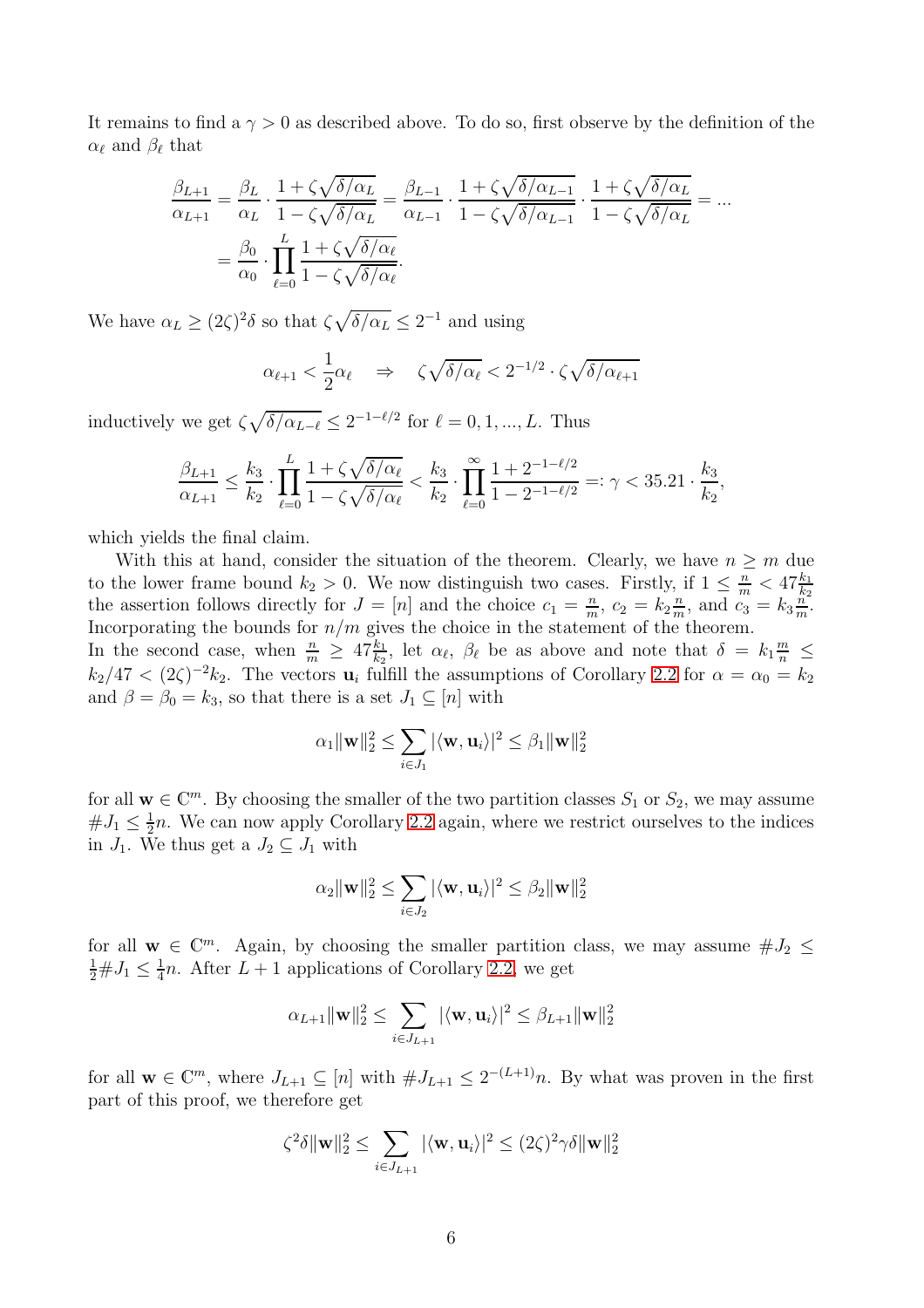It remains to find a $\gamma > 0$ as described above. To do so, first observe by the definition of the $\alpha_\ell$ and $\beta_\ell$ that

$$\frac{\beta_{L+1}}{\alpha_{L+1}} = \frac{\beta_L}{\alpha_L} \cdot \frac{1+\zeta\sqrt{\delta/\alpha_L}}{1-\zeta\sqrt{\delta/\alpha_L}} = \frac{\beta_{L-1}}{\alpha_{L-1}} \cdot \frac{1+\zeta\sqrt{\delta/\alpha_{L-1}}}{1-\zeta\sqrt{\delta/\alpha_{L-1}}} \cdot \frac{1+\zeta\sqrt{\delta/\alpha_L}}{1-\zeta\sqrt{\delta/\alpha_L}} = \dots$$
$$= \frac{\beta_0}{\alpha_0} \cdot \prod_{\ell=0}^{L} \frac{1+\zeta\sqrt{\delta/\alpha_\ell}}{1-\zeta\sqrt{\delta/\alpha_\ell}}.$$

We have $\alpha_L \geq (2\zeta)^2\delta$ so that $\zeta\sqrt{\delta/\alpha_L} \leq 2^{-1}$ and using

$$\alpha_{\ell+1} < \frac{1}{2}\alpha_\ell \quad \Rightarrow \quad \zeta\sqrt{\delta/\alpha_\ell} < 2^{-1/2} \cdot \zeta\sqrt{\delta/\alpha_{\ell+1}}$$

inductively we get $\zeta\sqrt{\delta/\alpha_{L-\ell}} \leq 2^{-1-\ell/2}$ for $\ell = 0, 1, \dots, L$. Thus

$$\frac{\beta_{L+1}}{\alpha_{L+1}} \leq \frac{k_3}{k_2} \cdot \prod_{\ell=0}^{L} \frac{1+\zeta\sqrt{\delta/\alpha_\ell}}{1-\zeta\sqrt{\delta/\alpha_\ell}} < \frac{k_3}{k_2} \cdot \prod_{\ell=0}^{\infty} \frac{1+2^{-1-\ell/2}}{1-2^{-1-\ell/2}} =: \gamma < 35.21 \cdot \frac{k_3}{k_2},$$

which yields the final claim.

With this at hand, consider the situation of the theorem. Clearly, we have $n \geq m$ due to the lower frame bound $k_2 > 0$. We now distinguish two cases. Firstly, if $1 \leq \frac{n}{m} < 47\frac{k_1}{k_2}$ the assertion follows directly for $J = [n]$ and the choice $c_1 = \frac{n}{m}$, $c_2 = k_2\frac{n}{m}$, and $c_3 = k_3\frac{n}{m}$. Incorporating the bounds for $n/m$ gives the choice in the statement of the theorem.
In the second case, when $\frac{n}{m} \geq 47\frac{k_1}{k_2}$, let $\alpha_\ell$, $\beta_\ell$ be as above and note that $\delta = k_1\frac{m}{n} \leq k_2/47 < (2\zeta)^{-2}k_2$. The vectors $\mathbf{u}_i$ fulfill the assumptions of Corollary 2.2 for $\alpha = \alpha_0 = k_2$ and $\beta = \beta_0 = k_3$, so that there is a set $J_1 \subseteq [n]$ with

$$\alpha_1\|\mathbf{w}\|_2^2 \leq \sum_{i\in J_1} |\langle \mathbf{w}, \mathbf{u}_i\rangle|^2 \leq \beta_1\|\mathbf{w}\|_2^2$$

for all $\mathbf{w} \in \mathbb{C}^m$. By choosing the smaller of the two partition classes $S_1$ or $S_2$, we may assume $\#J_1 \leq \frac{1}{2}n$. We can now apply Corollary 2.2 again, where we restrict ourselves to the indices in $J_1$. We thus get a $J_2 \subseteq J_1$ with

$$\alpha_2\|\mathbf{w}\|_2^2 \leq \sum_{i\in J_2} |\langle \mathbf{w}, \mathbf{u}_i\rangle|^2 \leq \beta_2\|\mathbf{w}\|_2^2$$

for all $\mathbf{w} \in \mathbb{C}^m$. Again, by choosing the smaller partition class, we may assume $\#J_2 \leq \frac{1}{2}\#J_1 \leq \frac{1}{4}n$. After $L+1$ applications of Corollary 2.2, we get

$$\alpha_{L+1}\|\mathbf{w}\|_2^2 \leq \sum_{i\in J_{L+1}} |\langle \mathbf{w}, \mathbf{u}_i\rangle|^2 \leq \beta_{L+1}\|\mathbf{w}\|_2^2$$

for all $\mathbf{w} \in \mathbb{C}^m$, where $J_{L+1} \subseteq [n]$ with $\#J_{L+1} \leq 2^{-(L+1)}n$. By what was proven in the first part of this proof, we therefore get

$$\zeta^2\delta\|\mathbf{w}\|_2^2 \leq \sum_{i\in J_{L+1}} |\langle \mathbf{w}, \mathbf{u}_i\rangle|^2 \leq (2\zeta)^2\gamma\delta\|\mathbf{w}\|_2^2$$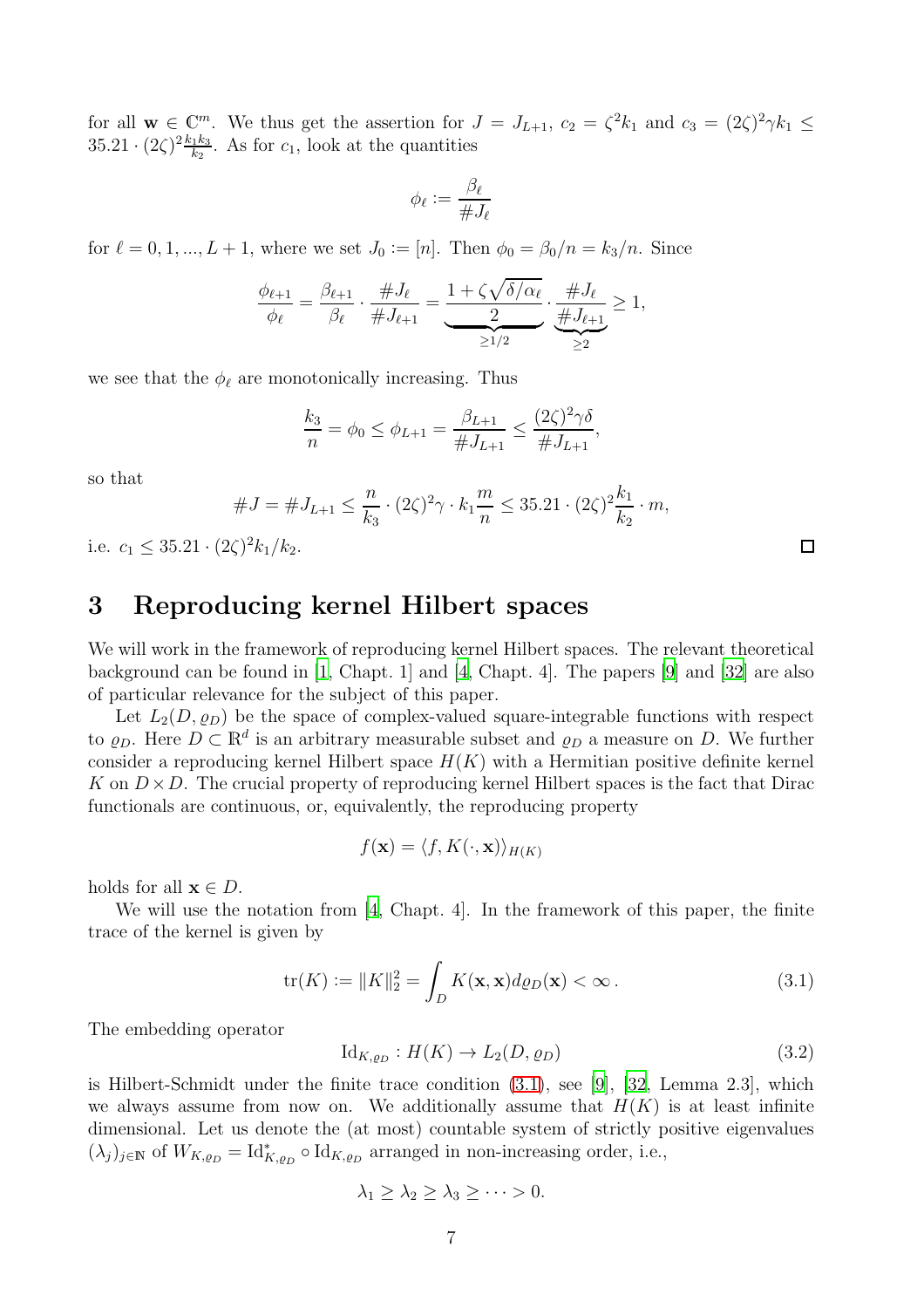for all $\mathbf{w} \in \mathbb{C}^m$. We thus get the assertion for $J = J_{L+1}$, $c_2 = \zeta^2 k_1$ and $c_3 = (2\zeta)^2\gamma k_1 \leq 35.21 \cdot (2\zeta)^2 \frac{k_1 k_3}{k_2}$. As for $c_1$, look at the quantities

$$\phi_\ell := \frac{\beta_\ell}{\#J_\ell}$$

for $\ell = 0, 1, ..., L+1$, where we set $J_0 := [n]$. Then $\phi_0 = \beta_0/n = k_3/n$. Since

$$\frac{\phi_{\ell+1}}{\phi_\ell} = \frac{\beta_{\ell+1}}{\beta_\ell} \cdot \frac{\#J_\ell}{\#J_{\ell+1}} = \underbrace{\frac{1 + \zeta\sqrt{\delta/\alpha_\ell}}{2}}_{\geq 1/2} \cdot \underbrace{\frac{\#J_\ell}{\#J_{\ell+1}}}_{\geq 2} \geq 1,$$

we see that the $\phi_\ell$ are monotonically increasing. Thus

$$\frac{k_3}{n} = \phi_0 \leq \phi_{L+1} = \frac{\beta_{L+1}}{\#J_{L+1}} \leq \frac{(2\zeta)^2\gamma\delta}{\#J_{L+1}},$$

so that

$$\#J = \#J_{L+1} \leq \frac{n}{k_3} \cdot (2\zeta)^2\gamma \cdot k_1 \frac{m}{n} \leq 35.21 \cdot (2\zeta)^2 \frac{k_1}{k_2} \cdot m,$$

i.e. $c_1 \leq 35.21 \cdot (2\zeta)^2 k_1/k_2$. □

## 3 Reproducing kernel Hilbert spaces

We will work in the framework of reproducing kernel Hilbert spaces. The relevant theoretical background can be found in [1, Chapt. 1] and [4, Chapt. 4]. The papers [9] and [32] are also of particular relevance for the subject of this paper.

Let $L_2(D, \varrho_D)$ be the space of complex-valued square-integrable functions with respect to $\varrho_D$. Here $D \subset \mathbb{R}^d$ is an arbitrary measurable subset and $\varrho_D$ a measure on $D$. We further consider a reproducing kernel Hilbert space $H(K)$ with a Hermitian positive definite kernel $K$ on $D \times D$. The crucial property of reproducing kernel Hilbert spaces is the fact that Dirac functionals are continuous, or, equivalently, the reproducing property

$$f(\mathbf{x}) = \langle f, K(\cdot, \mathbf{x})\rangle_{H(K)}$$

holds for all $\mathbf{x} \in D$.

We will use the notation from [4, Chapt. 4]. In the framework of this paper, the finite trace of the kernel is given by

$$\mathrm{tr}(K) := \|K\|_2^2 = \int_D K(\mathbf{x}, \mathbf{x}) d\varrho_D(\mathbf{x}) < \infty\,. \tag{3.1}$$

The embedding operator

$$\mathrm{Id}_{K,\varrho_D} : H(K) \to L_2(D, \varrho_D) \tag{3.2}$$

is Hilbert-Schmidt under the finite trace condition (3.1), see [9], [32, Lemma 2.3], which we always assume from now on. We additionally assume that $H(K)$ is at least infinite dimensional. Let us denote the (at most) countable system of strictly positive eigenvalues $(\lambda_j)_{j\in\mathbb{N}}$ of $W_{K,\varrho_D} = \mathrm{Id}^*_{K,\varrho_D} \circ \mathrm{Id}_{K,\varrho_D}$ arranged in non-increasing order, i.e.,

$$\lambda_1 \geq \lambda_2 \geq \lambda_3 \geq \cdots > 0.$$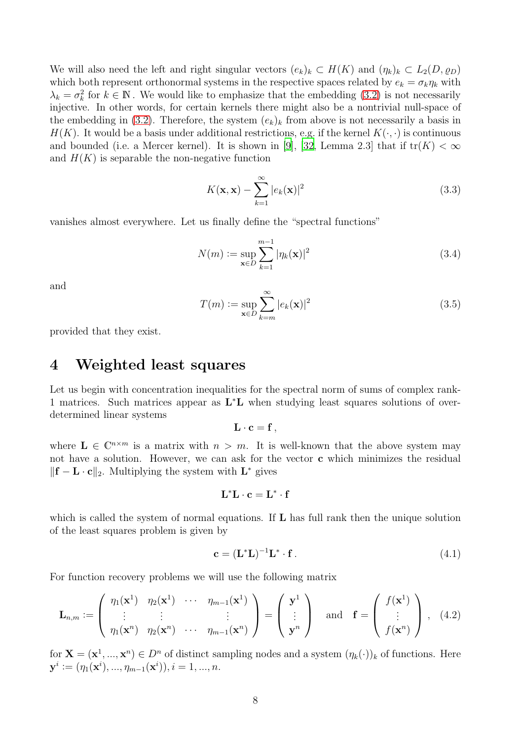We will also need the left and right singular vectors $(e_k)_k \subset H(K)$ and $(\eta_k)_k \subset L_2(D, \varrho_D)$ which both represent orthonormal systems in the respective spaces related by $e_k = \sigma_k \eta_k$ with $\lambda_k = \sigma_k^2$ for $k \in \mathbb{N}$. We would like to emphasize that the embedding (3.2) is not necessarily injective. In other words, for certain kernels there might also be a nontrivial null-space of the embedding in (3.2). Therefore, the system $(e_k)_k$ from above is not necessarily a basis in $H(K)$. It would be a basis under additional restrictions, e.g. if the kernel $K(\cdot,\cdot)$ is continuous and bounded (i.e. a Mercer kernel). It is shown in [9], [32, Lemma 2.3] that if $\operatorname{tr}(K) < \infty$ and $H(K)$ is separable the non-negative function

$$K(\mathbf{x},\mathbf{x}) - \sum_{k=1}^{\infty} |e_k(\mathbf{x})|^2 \tag{3.3}$$

vanishes almost everywhere. Let us finally define the "spectral functions"

$$N(m) := \sup_{\mathbf{x}\in D} \sum_{k=1}^{m-1} |\eta_k(\mathbf{x})|^2 \tag{3.4}$$

and

$$T(m) := \sup_{\mathbf{x}\in D} \sum_{k=m}^{\infty} |e_k(\mathbf{x})|^2 \tag{3.5}$$

provided that they exist.

# 4 Weighted least squares

Let us begin with concentration inequalities for the spectral norm of sums of complex rank-1 matrices. Such matrices appear as $\mathbf{L}^*\mathbf{L}$ when studying least squares solutions of over-determined linear systems

$$\mathbf{L}\cdot\mathbf{c} = \mathbf{f}\,,$$

where $\mathbf{L} \in \mathbb{C}^{n\times m}$ is a matrix with $n > m$. It is well-known that the above system may not have a solution. However, we can ask for the vector $\mathbf{c}$ which minimizes the residual $\|\mathbf{f} - \mathbf{L}\cdot\mathbf{c}\|_2$. Multiplying the system with $\mathbf{L}^*$ gives

$$\mathbf{L}^*\mathbf{L}\cdot\mathbf{c} = \mathbf{L}^*\cdot\mathbf{f}$$

which is called the system of normal equations. If $\mathbf{L}$ has full rank then the unique solution of the least squares problem is given by

$$\mathbf{c} = (\mathbf{L}^*\mathbf{L})^{-1}\mathbf{L}^*\cdot\mathbf{f}\,. \tag{4.1}$$

For function recovery problems we will use the following matrix

$$\mathbf{L}_{n,m} := \begin{pmatrix} \eta_1(\mathbf{x}^1) & \eta_2(\mathbf{x}^1) & \cdots & \eta_{m-1}(\mathbf{x}^1) \\ \vdots & \vdots & & \vdots \\ \eta_1(\mathbf{x}^n) & \eta_2(\mathbf{x}^n) & \cdots & \eta_{m-1}(\mathbf{x}^n) \end{pmatrix} = \begin{pmatrix} \mathbf{y}^1 \\ \vdots \\ \mathbf{y}^n \end{pmatrix} \quad \text{and} \quad \mathbf{f} = \begin{pmatrix} f(\mathbf{x}^1) \\ \vdots \\ f(\mathbf{x}^n) \end{pmatrix}, \tag{4.2}$$

for $\mathbf{X} = (\mathbf{x}^1, ..., \mathbf{x}^n) \in D^n$ of distinct sampling nodes and a system $(\eta_k(\cdot))_k$ of functions. Here $\mathbf{y}^i := (\eta_1(\mathbf{x}^i), ..., \eta_{m-1}(\mathbf{x}^i))$, $i = 1, ..., n$.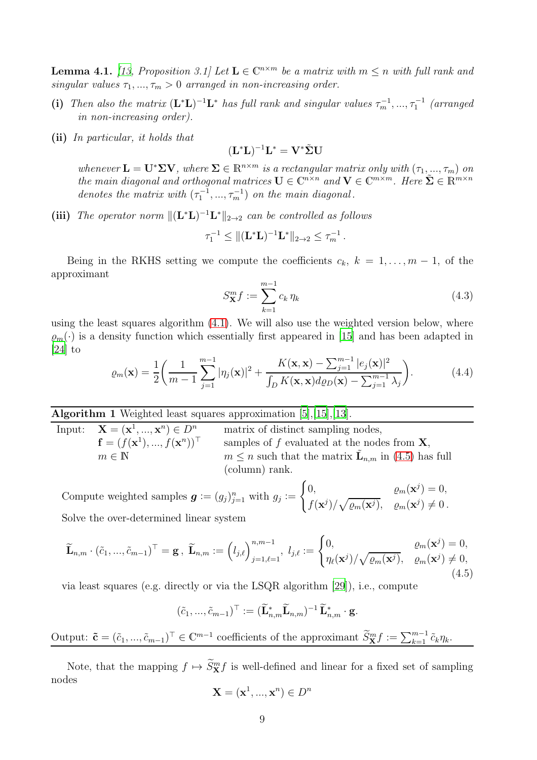**Lemma 4.1.** *[13, Proposition 3.1] Let $\mathbf{L} \in \mathbb{C}^{n \times m}$ be a matrix with $m \leq n$ with full rank and singular values $\tau_1, ..., \tau_m > 0$ arranged in non-increasing order.*

**(i)** *Then also the matrix $(\mathbf{L}^*\mathbf{L})^{-1}\mathbf{L}^*$ has full rank and singular values $\tau_m^{-1}, ..., \tau_1^{-1}$ (arranged in non-increasing order).*

**(ii)** *In particular, it holds that*

$$(\mathbf{L}^*\mathbf{L})^{-1}\mathbf{L}^* = \mathbf{V}^*\tilde{\mathbf{\Sigma}}\mathbf{U}$$

*whenever $\mathbf{L} = \mathbf{U}^*\mathbf{\Sigma}\mathbf{V}$, where $\mathbf{\Sigma} \in \mathbb{R}^{n \times m}$ is a rectangular matrix only with $(\tau_1, ..., \tau_m)$ on the main diagonal and orthogonal matrices $\mathbf{U} \in \mathbb{C}^{n \times n}$ and $\mathbf{V} \in \mathbb{C}^{m \times m}$. Here $\tilde{\mathbf{\Sigma}} \in \mathbb{R}^{m \times n}$ denotes the matrix with $(\tau_1^{-1}, ..., \tau_m^{-1})$ on the main diagonal.*

**(iii)** *The operator norm $\|(\mathbf{L}^*\mathbf{L})^{-1}\mathbf{L}^*\|_{2\to 2}$ can be controlled as follows*

$$\tau_1^{-1} \leq \|(\mathbf{L}^*\mathbf{L})^{-1}\mathbf{L}^*\|_{2\to 2} \leq \tau_m^{-1}.$$

Being in the RKHS setting we compute the coefficients $c_k$, $k = 1, \dots, m-1$, of the approximant

$$S_{\mathbf{X}}^m f := \sum_{k=1}^{m-1} c_k \, \eta_k \tag{4.3}$$

using the least squares algorithm (4.1). We will also use the weighted version below, where $\varrho_m(\cdot)$ is a density function which essentially first appeared in [15] and has been adapted in [24] to

$$\varrho_m(\mathbf{x}) = \frac{1}{2}\bigg(\frac{1}{m-1}\sum_{j=1}^{m-1}|\eta_j(\mathbf{x})|^2 + \frac{K(\mathbf{x},\mathbf{x}) - \sum_{j=1}^{m-1}|e_j(\mathbf{x})|^2}{\int_D K(\mathbf{x},\mathbf{x})d\varrho_D(\mathbf{x}) - \sum_{j=1}^{m-1}\lambda_j}\bigg). \tag{4.4}$$

---

**Algorithm 1** Weighted least squares approximation [5],[15],[13].

| | | |
|---|---|---|
| Input: | $\mathbf{X} = (\mathbf{x}^1, ..., \mathbf{x}^n) \in D^n$ | matrix of distinct sampling nodes, |
| | $\mathbf{f} = (f(\mathbf{x}^1), ..., f(\mathbf{x}^n))^\top$ | samples of $f$ evaluated at the nodes from $\mathbf{X}$, |
| | $m \in \mathbb{N}$ | $m \leq n$ such that the matrix $\tilde{\mathbf{L}}_{n,m}$ in (4.5) has full (column) rank. |

Compute weighted samples $\boldsymbol{g} := (g_j)_{j=1}^n$ with $g_j := \begin{cases} 0, & \varrho_m(\mathbf{x}^j) = 0, \\ f(\mathbf{x}^j)/\sqrt{\varrho_m(\mathbf{x}^j)}, & \varrho_m(\mathbf{x}^j) \neq 0. \end{cases}$

Solve the over-determined linear system

$$\widetilde{\mathbf{L}}_{n,m} \cdot (\tilde{c}_1, ..., \tilde{c}_{m-1})^\top = \mathbf{g}\,,\ \widetilde{\mathbf{L}}_{n,m} := \Big(l_{j,\ell}\Big)_{j=1,\ell=1}^{n,m-1},\ l_{j,\ell} := \begin{cases} 0, & \varrho_m(\mathbf{x}^j) = 0, \\ \eta_\ell(\mathbf{x}^j)/\sqrt{\varrho_m(\mathbf{x}^j)}, & \varrho_m(\mathbf{x}^j) \neq 0, \end{cases} \tag{4.5}$$

via least squares (e.g. directly or via the LSQR algorithm [29]), i.e., compute

$$(\tilde{c}_1, ..., \tilde{c}_{m-1})^\top := (\widetilde{\mathbf{L}}_{n,m}^*\widetilde{\mathbf{L}}_{n,m})^{-1}\,\widetilde{\mathbf{L}}_{n,m}^* \cdot \mathbf{g}.$$

Output: $\tilde{\mathbf{c}} = (\tilde{c}_1, ..., \tilde{c}_{m-1})^\top \in \mathbb{C}^{m-1}$ coefficients of the approximant $\widetilde{S}_{\mathbf{X}}^m f := \sum_{k=1}^{m-1}\tilde{c}_k\eta_k$.

---

Note, that the mapping $f \mapsto \widetilde{S}_{\mathbf{X}}^m f$ is well-defined and linear for a fixed set of sampling nodes

$$\mathbf{X} = (\mathbf{x}^1, ..., \mathbf{x}^n) \in D^n$$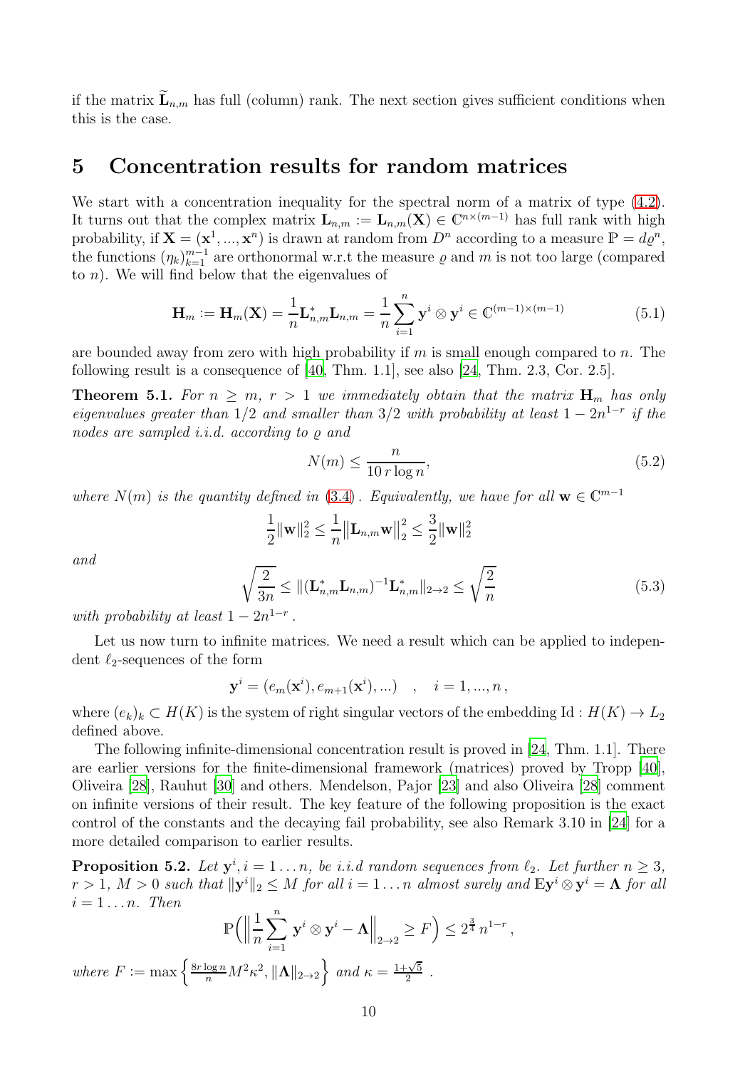if the matrix $\widetilde{\mathbf{L}}_{n,m}$ has full (column) rank. The next section gives sufficient conditions when this is the case.

## 5 Concentration results for random matrices

We start with a concentration inequality for the spectral norm of a matrix of type (4.2). It turns out that the complex matrix $\mathbf{L}_{n,m} := \mathbf{L}_{n,m}(\mathbf{X}) \in \mathbb{C}^{n\times(m-1)}$ has full rank with high probability, if $\mathbf{X} = (\mathbf{x}^1, ..., \mathbf{x}^n)$ is drawn at random from $D^n$ according to a measure $\mathbb{P} = d\varrho^n$, the functions $(\eta_k)_{k=1}^{m-1}$ are orthonormal w.r.t the measure $\varrho$ and $m$ is not too large (compared to $n$). We will find below that the eigenvalues of

$$\mathbf{H}_m := \mathbf{H}_m(\mathbf{X}) = \frac{1}{n}\mathbf{L}_{n,m}^*\mathbf{L}_{n,m} = \frac{1}{n}\sum_{i=1}^{n} \mathbf{y}^i \otimes \mathbf{y}^i \in \mathbb{C}^{(m-1)\times(m-1)} \tag{5.1}$$

are bounded away from zero with high probability if $m$ is small enough compared to $n$. The following result is a consequence of [40, Thm. 1.1], see also [24, Thm. 2.3, Cor. 2.5].

**Theorem 5.1.** *For $n \geq m$, $r > 1$ we immediately obtain that the matrix $\mathbf{H}_m$ has only eigenvalues greater than $1/2$ and smaller than $3/2$ with probability at least $1 - 2n^{1-r}$ if the nodes are sampled i.i.d. according to $\varrho$ and*

$$N(m) \leq \frac{n}{10\, r \log n}, \tag{5.2}$$

*where $N(m)$ is the quantity defined in (3.4). Equivalently, we have for all $\mathbf{w} \in \mathbb{C}^{m-1}$*

$$\frac{1}{2}\|\mathbf{w}\|_2^2 \leq \frac{1}{n}\big\|\mathbf{L}_{n,m}\mathbf{w}\big\|_2^2 \leq \frac{3}{2}\|\mathbf{w}\|_2^2$$

*and*

$$\sqrt{\frac{2}{3n}} \leq \|(\mathbf{L}_{n,m}^*\mathbf{L}_{n,m})^{-1}\mathbf{L}_{n,m}^*\|_{2\to 2} \leq \sqrt{\frac{2}{n}} \tag{5.3}$$

*with probability at least $1 - 2n^{1-r}$.*

Let us now turn to infinite matrices. We need a result which can be applied to independent $\ell_2$-sequences of the form

$$\mathbf{y}^i = (e_m(\mathbf{x}^i), e_{m+1}(\mathbf{x}^i), ...) \quad , \quad i = 1, ..., n\,,$$

where $(e_k)_k \subset H(K)$ is the system of right singular vectors of the embedding $\mathrm{Id} : H(K) \to L_2$ defined above.

The following infinite-dimensional concentration result is proved in [24, Thm. 1.1]. There are earlier versions for the finite-dimensional framework (matrices) proved by Tropp [40], Oliveira [28], Rauhut [30] and others. Mendelson, Pajor [23] and also Oliveira [28] comment on infinite versions of their result. The key feature of the following proposition is the exact control of the constants and the decaying fail probability, see also Remark 3.10 in [24] for a more detailed comparison to earlier results.

**Proposition 5.2.** *Let $\mathbf{y}^i, i = 1 \dots n$, be i.i.d random sequences from $\ell_2$. Let further $n \geq 3$, $r > 1$, $M > 0$ such that $\|\mathbf{y}^i\|_2 \leq M$ for all $i = 1 \dots n$ almost surely and $\mathbb{E}\mathbf{y}^i \otimes \mathbf{y}^i = \mathbf{\Lambda}$ for all $i = 1 \dots n$. Then*

$$\mathbb{P}\Big(\Big\|\frac{1}{n}\sum_{i=1}^{n} \mathbf{y}^i \otimes \mathbf{y}^i - \mathbf{\Lambda}\Big\|_{2\to 2} \geq F\Big) \leq 2^{\frac{3}{4}}\, n^{1-r}\,,$$

*where $F := \max\Big\{\frac{8r\log n}{n}M^2\kappa^2, \|\mathbf{\Lambda}\|_{2\to 2}\Big\}$ and $\kappa = \frac{1+\sqrt{5}}{2}$.*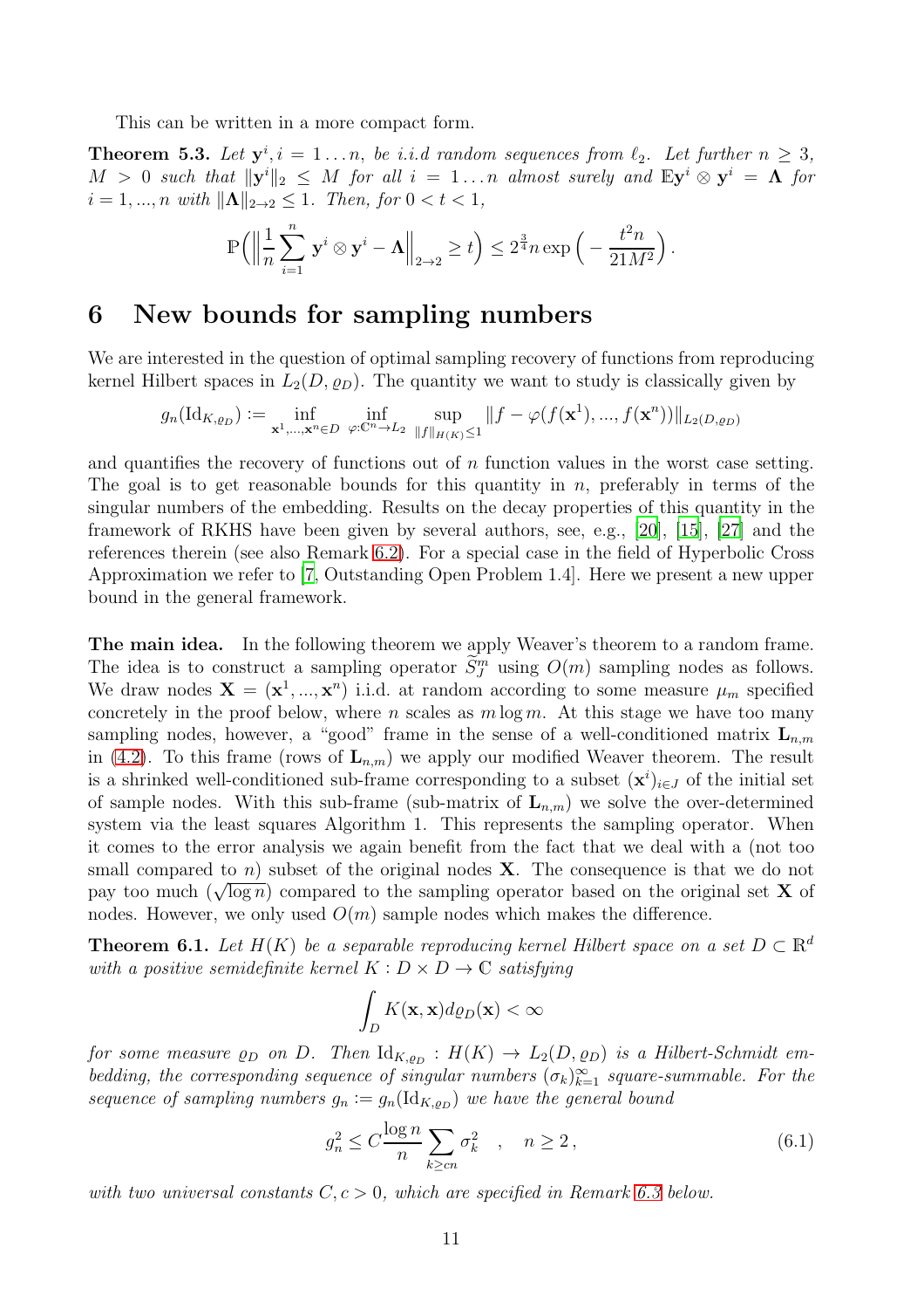This can be written in a more compact form.

**Theorem 5.3.** *Let $\mathbf{y}^i, i = 1 \ldots n$, be i.i.d random sequences from $\ell_2$. Let further $n \geq 3$, $M > 0$ such that $\|\mathbf{y}^i\|_2 \leq M$ for all $i = 1 \ldots n$ almost surely and $\mathbb{E}\mathbf{y}^i \otimes \mathbf{y}^i = \mathbf{\Lambda}$ for $i = 1, ..., n$ with $\|\mathbf{\Lambda}\|_{2\to 2} \leq 1$. Then, for $0 < t < 1$,*

$$\mathbb{P}\Big(\Big\|\frac{1}{n}\sum_{i=1}^{n} \mathbf{y}^i \otimes \mathbf{y}^i - \mathbf{\Lambda}\Big\|_{2\to 2} \geq t\Big) \leq 2^{\frac{3}{4}} n \exp\Big(-\frac{t^2 n}{21 M^2}\Big).$$

# 6 New bounds for sampling numbers

We are interested in the question of optimal sampling recovery of functions from reproducing kernel Hilbert spaces in $L_2(D, \varrho_D)$. The quantity we want to study is classically given by

$$g_n(\mathrm{Id}_{K,\varrho_D}) := \inf_{\mathbf{x}^1,...,\mathbf{x}^n \in D} \inf_{\varphi:\mathbb{C}^n \to L_2} \sup_{\|f\|_{H(K)}\leq 1} \|f - \varphi(f(\mathbf{x}^1), ..., f(\mathbf{x}^n))\|_{L_2(D,\varrho_D)}$$

and quantifies the recovery of functions out of $n$ function values in the worst case setting. The goal is to get reasonable bounds for this quantity in $n$, preferably in terms of the singular numbers of the embedding. Results on the decay properties of this quantity in the framework of RKHS have been given by several authors, see, e.g., [20], [15], [27] and the references therein (see also Remark 6.2). For a special case in the field of Hyperbolic Cross Approximation we refer to [7, Outstanding Open Problem 1.4]. Here we present a new upper bound in the general framework.

**The main idea.** In the following theorem we apply Weaver's theorem to a random frame. The idea is to construct a sampling operator $\widetilde{S}^m_J$ using $O(m)$ sampling nodes as follows. We draw nodes $\mathbf{X} = (\mathbf{x}^1, ..., \mathbf{x}^n)$ i.i.d. at random according to some measure $\mu_m$ specified concretely in the proof below, where $n$ scales as $m \log m$. At this stage we have too many sampling nodes, however, a "good" frame in the sense of a well-conditioned matrix $\mathbf{L}_{n,m}$ in (4.2). To this frame (rows of $\mathbf{L}_{n,m}$) we apply our modified Weaver theorem. The result is a shrinked well-conditioned sub-frame corresponding to a subset $(\mathbf{x}^i)_{i\in J}$ of the initial set of sample nodes. With this sub-frame (sub-matrix of $\mathbf{L}_{n,m}$) we solve the over-determined system via the least squares Algorithm 1. This represents the sampling operator. When it comes to the error analysis we again benefit from the fact that we deal with a (not too small compared to $n$) subset of the original nodes $\mathbf{X}$. The consequence is that we do not pay too much ($\sqrt{\log n}$) compared to the sampling operator based on the original set $\mathbf{X}$ of nodes. However, we only used $O(m)$ sample nodes which makes the difference.

**Theorem 6.1.** *Let $H(K)$ be a separable reproducing kernel Hilbert space on a set $D \subset \mathbb{R}^d$ with a positive semidefinite kernel $K : D \times D \to \mathbb{C}$ satisfying*

$$\int_D K(\mathbf{x}, \mathbf{x}) d\varrho_D(\mathbf{x}) < \infty$$

*for some measure $\varrho_D$ on $D$. Then $\mathrm{Id}_{K,\varrho_D} : H(K) \to L_2(D, \varrho_D)$ is a Hilbert-Schmidt embedding, the corresponding sequence of singular numbers $(\sigma_k)_{k=1}^\infty$ square-summable. For the sequence of sampling numbers $g_n := g_n(\mathrm{Id}_{K,\varrho_D})$ we have the general bound*

$$g_n^2 \leq C \frac{\log n}{n} \sum_{k \geq cn} \sigma_k^2 \quad , \quad n \geq 2\,, \tag{6.1}$$

*with two universal constants $C, c > 0$, which are specified in Remark 6.3 below.*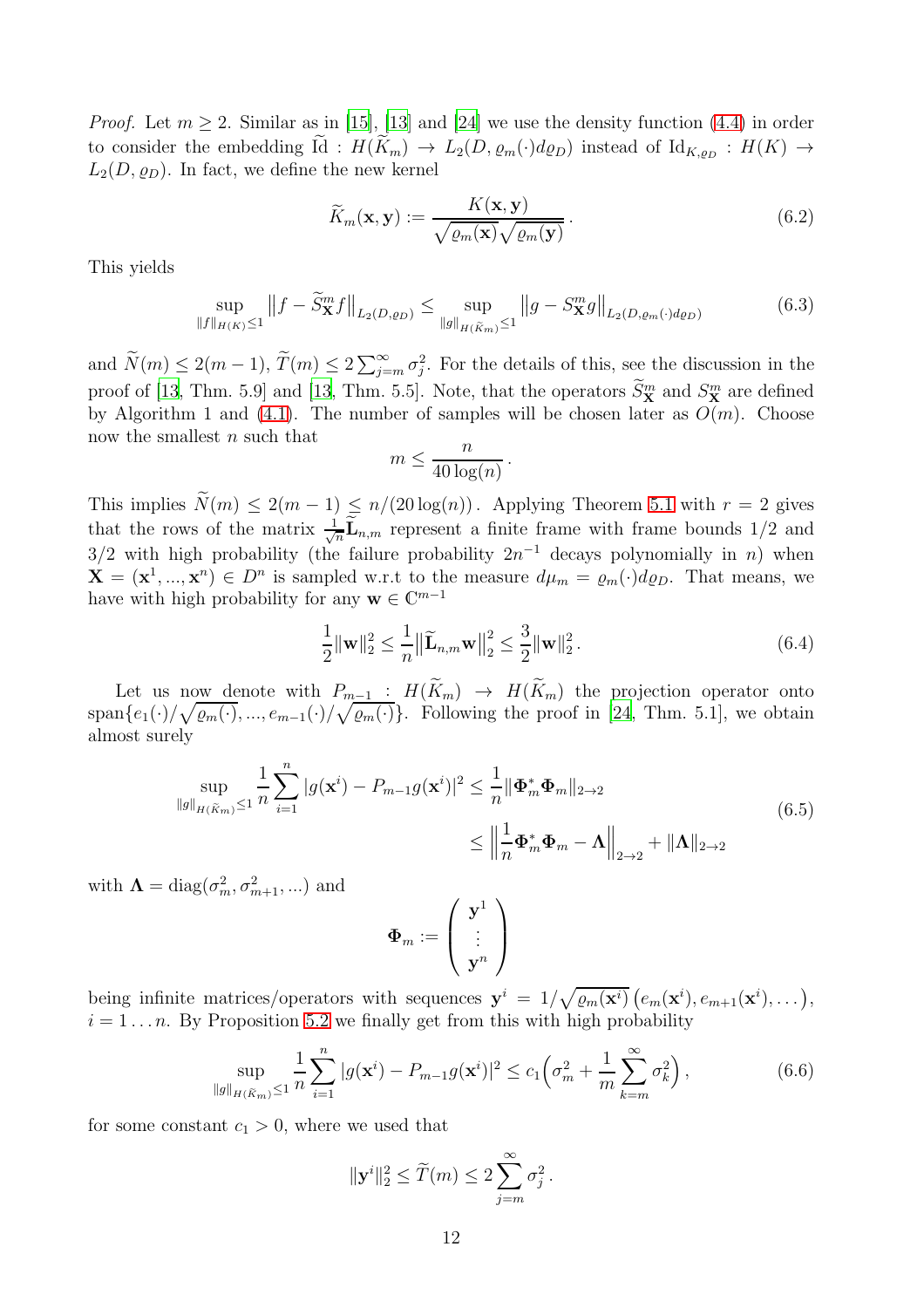*Proof.* Let $m \geq 2$. Similar as in [15], [13] and [24] we use the density function (4.4) in order to consider the embedding $\widetilde{\mathrm{Id}} : H(\widetilde{K}_m) \to L_2(D, \varrho_m(\cdot)d\varrho_D)$ instead of $\mathrm{Id}_{K,\varrho_D} : H(K) \to L_2(D, \varrho_D)$. In fact, we define the new kernel

$$\widetilde{K}_m(\mathbf{x}, \mathbf{y}) := \frac{K(\mathbf{x}, \mathbf{y})}{\sqrt{\varrho_m(\mathbf{x})}\sqrt{\varrho_m(\mathbf{y})}}\,. \tag{6.2}$$

This yields

$$\sup_{\|f\|_{H(K)}\leq 1} \big\|f - \widetilde{S}^m_{\mathbf{X}} f\big\|_{L_2(D,\varrho_D)} \leq \sup_{\|g\|_{H(\widetilde{K}_m)}\leq 1} \big\|g - S^m_{\mathbf{X}} g\big\|_{L_2(D,\varrho_m(\cdot)d\varrho_D)} \tag{6.3}$$

and $\widetilde{N}(m) \leq 2(m-1)$, $\widetilde{T}(m) \leq 2\sum_{j=m}^\infty \sigma_j^2$. For the details of this, see the discussion in the proof of [13, Thm. 5.9] and [13, Thm. 5.5]. Note, that the operators $\widetilde{S}^m_{\mathbf{X}}$ and $S^m_{\mathbf{X}}$ are defined by Algorithm 1 and (4.1). The number of samples will be chosen later as $O(m)$. Choose now the smallest $n$ such that

$$m \leq \frac{n}{40\log(n)}\,.$$

This implies $\widetilde{N}(m) \leq 2(m-1) \leq n/(20\log(n))$. Applying Theorem 5.1 with $r = 2$ gives that the rows of the matrix $\frac{1}{\sqrt{n}}\widetilde{\mathbf{L}}_{n,m}$ represent a finite frame with frame bounds $1/2$ and $3/2$ with high probability (the failure probability $2n^{-1}$ decays polynomially in $n$) when $\mathbf{X} = (\mathbf{x}^1, ..., \mathbf{x}^n) \in D^n$ is sampled w.r.t to the measure $d\mu_m = \varrho_m(\cdot)d\varrho_D$. That means, we have with high probability for any $\mathbf{w} \in \mathbb{C}^{m-1}$

$$\frac{1}{2}\|\mathbf{w}\|_2^2 \leq \frac{1}{n}\big\|\widetilde{\mathbf{L}}_{n,m}\mathbf{w}\big\|_2^2 \leq \frac{3}{2}\|\mathbf{w}\|_2^2\,. \tag{6.4}$$

Let us now denote with $P_{m-1} : H(\widetilde{K}_m) \to H(\widetilde{K}_m)$ the projection operator onto $\mathrm{span}\{e_1(\cdot)/\sqrt{\varrho_m(\cdot)}, ..., e_{m-1}(\cdot)/\sqrt{\varrho_m(\cdot)}\}$. Following the proof in [24, Thm. 5.1], we obtain almost surely

$$\begin{aligned}\sup_{\|g\|_{H(\widetilde{K}_m)}\leq 1} \frac{1}{n}\sum_{i=1}^n |g(\mathbf{x}^i) - P_{m-1}g(\mathbf{x}^i)|^2 &\leq \frac{1}{n}\|\mathbf{\Phi}_m^*\mathbf{\Phi}_m\|_{2\to 2} \\ &\leq \Big\|\frac{1}{n}\mathbf{\Phi}_m^*\mathbf{\Phi}_m - \mathbf{\Lambda}\Big\|_{2\to 2} + \|\mathbf{\Lambda}\|_{2\to 2}\end{aligned} \tag{6.5}$$

with $\mathbf{\Lambda} = \mathrm{diag}(\sigma_m^2, \sigma_{m+1}^2, ...)$ and

$$\mathbf{\Phi}_m := \begin{pmatrix} \mathbf{y}^1 \\ \vdots \\ \mathbf{y}^n \end{pmatrix}$$

being infinite matrices/operators with sequences $\mathbf{y}^i = 1/\sqrt{\varrho_m(\mathbf{x}^i)}\,\big(e_m(\mathbf{x}^i), e_{m+1}(\mathbf{x}^i), \ldots\big)$, $i = 1 \ldots n$. By Proposition 5.2 we finally get from this with high probability

$$\sup_{\|g\|_{H(\widetilde{K}_m)}\leq 1} \frac{1}{n}\sum_{i=1}^n |g(\mathbf{x}^i) - P_{m-1}g(\mathbf{x}^i)|^2 \leq c_1\Big(\sigma_m^2 + \frac{1}{m}\sum_{k=m}^\infty \sigma_k^2\Big)\,, \tag{6.6}$$

for some constant $c_1 > 0$, where we used that

$$\|\mathbf{y}^i\|_2^2 \leq \widetilde{T}(m) \leq 2\sum_{j=m}^\infty \sigma_j^2\,.$$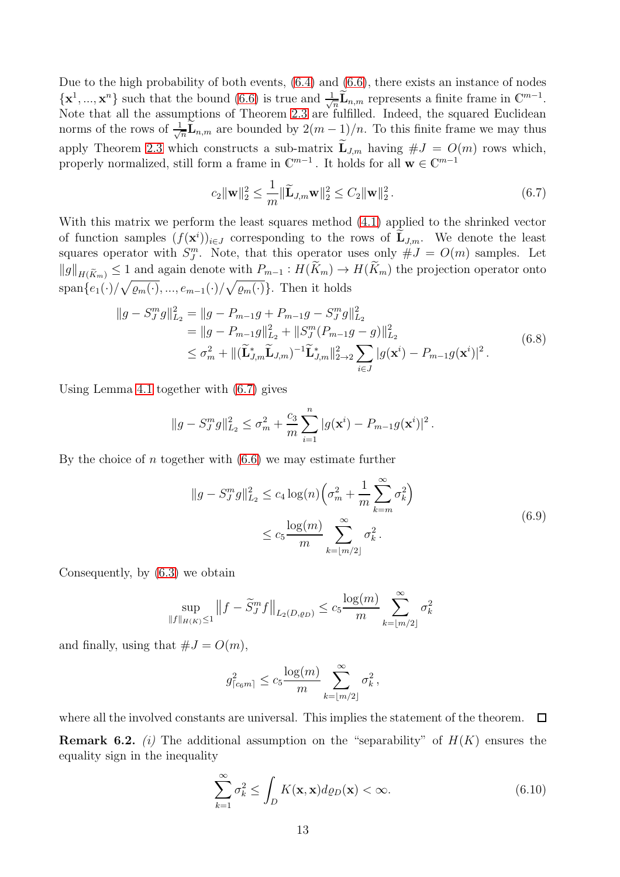Due to the high probability of both events, (6.4) and (6.6), there exists an instance of nodes $\{\mathbf{x}^1, ..., \mathbf{x}^n\}$ such that the bound (6.6) is true and $\frac{1}{\sqrt{n}}\widetilde{\mathbf{L}}_{n,m}$ represents a finite frame in $\mathbb{C}^{m-1}$. Note that all the assumptions of Theorem 2.3 are fulfilled. Indeed, the squared Euclidean norms of the rows of $\frac{1}{\sqrt{n}}\widetilde{\mathbf{L}}_{n,m}$ are bounded by $2(m-1)/n$. To this finite frame we may thus apply Theorem 2.3 which constructs a sub-matrix $\widetilde{\mathbf{L}}_{J,m}$ having $\#J = O(m)$ rows which, properly normalized, still form a frame in $\mathbb{C}^{m-1}$. It holds for all $\mathbf{w} \in \mathbb{C}^{m-1}$

$$c_2\|\mathbf{w}\|_2^2 \leq \frac{1}{m}\|\widetilde{\mathbf{L}}_{J,m}\mathbf{w}\|_2^2 \leq C_2\|\mathbf{w}\|_2^2\,. \tag{6.7}$$

With this matrix we perform the least squares method (4.1) applied to the shrinked vector of function samples $(f(\mathbf{x}^i))_{i\in J}$ corresponding to the rows of $\widetilde{\mathbf{L}}_{J,m}$. We denote the least squares operator with $S^m_J$. Note, that this operator uses only $\#J = O(m)$ samples. Let $\|g\|_{H(\widetilde{K}_m)} \leq 1$ and again denote with $P_{m-1} : H(\widetilde{K}_m) \to H(\widetilde{K}_m)$ the projection operator onto $\operatorname{span}\{e_1(\cdot)/\sqrt{\varrho_m(\cdot)}, ..., e_{m-1}(\cdot)/\sqrt{\varrho_m(\cdot)}\}$. Then it holds

$$\begin{aligned}
\|g - S^m_J g\|_{L_2}^2 &= \|g - P_{m-1}g + P_{m-1}g - S^m_J g\|_{L_2}^2 \\
&= \|g - P_{m-1}g\|_{L_2}^2 + \|S^m_J(P_{m-1}g - g)\|_{L_2}^2 \\
&\leq \sigma_m^2 + \|(\widetilde{\mathbf{L}}_{J,m}^*\widetilde{\mathbf{L}}_{J,m})^{-1}\widetilde{\mathbf{L}}_{J,m}^*\|_{2\to 2}^2 \sum_{i\in J} |g(\mathbf{x}^i) - P_{m-1}g(\mathbf{x}^i)|^2\,.
\end{aligned} \tag{6.8}$$

Using Lemma 4.1 together with (6.7) gives

$$\|g - S^m_J g\|_{L_2}^2 \leq \sigma_m^2 + \frac{c_3}{m}\sum_{i=1}^n |g(\mathbf{x}^i) - P_{m-1}g(\mathbf{x}^i)|^2\,.$$

By the choice of $n$ together with (6.6) we may estimate further

$$\begin{aligned}
\|g - S^m_J g\|_{L_2}^2 &\leq c_4\log(n)\Big(\sigma_m^2 + \frac{1}{m}\sum_{k=m}^\infty \sigma_k^2\Big) \\
&\leq c_5\frac{\log(m)}{m}\sum_{k=\lfloor m/2\rfloor}^\infty \sigma_k^2\,.
\end{aligned} \tag{6.9}$$

Consequently, by (6.3) we obtain

$$\sup_{\|f\|_{H(K)}\leq 1}\big\|f - \widetilde{S}^m_J f\big\|_{L_2(D,\varrho_D)} \leq c_5\frac{\log(m)}{m}\sum_{k=\lfloor m/2\rfloor}^\infty \sigma_k^2$$

and finally, using that $\#J = O(m)$,

$$g^2_{\lceil c_6 m\rceil} \leq c_5\frac{\log(m)}{m}\sum_{k=\lfloor m/2\rfloor}^\infty \sigma_k^2\,,$$

where all the involved constants are universal. This implies the statement of the theorem. $\square$

**Remark 6.2.** *(i)* The additional assumption on the "separability" of $H(K)$ ensures the equality sign in the inequality

$$\sum_{k=1}^\infty \sigma_k^2 \leq \int_D K(\mathbf{x},\mathbf{x})d\varrho_D(\mathbf{x}) < \infty. \tag{6.10}$$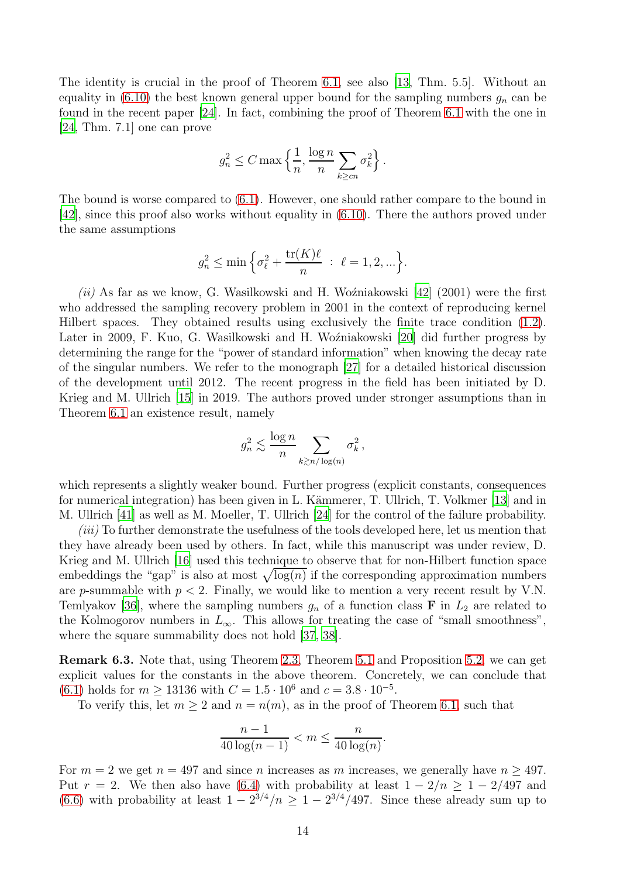The identity is crucial in the proof of Theorem 6.1, see also [13, Thm. 5.5]. Without an equality in (6.10) the best known general upper bound for the sampling numbers $g_n$ can be found in the recent paper [24]. In fact, combining the proof of Theorem 6.1 with the one in [24, Thm. 7.1] one can prove

$$g_n^2 \leq C \max\Big\{\frac{1}{n}, \frac{\log n}{n} \sum_{k \geq cn} \sigma_k^2\Big\}.$$

The bound is worse compared to (6.1). However, one should rather compare to the bound in [42], since this proof also works without equality in (6.10). There the authors proved under the same assumptions

$$g_n^2 \leq \min\Big\{\sigma_\ell^2 + \frac{\operatorname{tr}(K)\ell}{n} \;:\; \ell = 1, 2, \ldots\Big\}.$$

*(ii)* As far as we know, G. Wasilkowski and H. Woźniakowski [42] (2001) were the first who addressed the sampling recovery problem in 2001 in the context of reproducing kernel Hilbert spaces. They obtained results using exclusively the finite trace condition (1.2). Later in 2009, F. Kuo, G. Wasilkowski and H. Woźniakowski [20] did further progress by determining the range for the "power of standard information" when knowing the decay rate of the singular numbers. We refer to the monograph [27] for a detailed historical discussion of the development until 2012. The recent progress in the field has been initiated by D. Krieg and M. Ullrich [15] in 2019. The authors proved under stronger assumptions than in Theorem 6.1 an existence result, namely

$$g_n^2 \lesssim \frac{\log n}{n} \sum_{k \gtrsim n/\log(n)} \sigma_k^2,$$

which represents a slightly weaker bound. Further progress (explicit constants, consequences for numerical integration) has been given in L. Kämmerer, T. Ullrich, T. Volkmer [13] and in M. Ullrich [41] as well as M. Moeller, T. Ullrich [24] for the control of the failure probability.

*(iii)* To further demonstrate the usefulness of the tools developed here, let us mention that they have already been used by others. In fact, while this manuscript was under review, D. Krieg and M. Ullrich [16] used this technique to observe that for non-Hilbert function space embeddings the "gap" is also at most $\sqrt{\log(n)}$ if the corresponding approximation numbers are $p$-summable with $p < 2$. Finally, we would like to mention a very recent result by V.N. Temlyakov [36], where the sampling numbers $g_n$ of a function class $\mathbf{F}$ in $L_2$ are related to the Kolmogorov numbers in $L_\infty$. This allows for treating the case of "small smoothness", where the square summability does not hold [37, 38].

**Remark 6.3.** Note that, using Theorem 2.3, Theorem 5.1 and Proposition 5.2, we can get explicit values for the constants in the above theorem. Concretely, we can conclude that (6.1) holds for $m \geq 13136$ with $C = 1.5 \cdot 10^6$ and $c = 3.8 \cdot 10^{-5}$.

To verify this, let $m \geq 2$ and $n = n(m)$, as in the proof of Theorem 6.1, such that

$$\frac{n-1}{40\log(n-1)} < m \leq \frac{n}{40\log(n)}.$$

For $m = 2$ we get $n = 497$ and since $n$ increases as $m$ increases, we generally have $n \geq 497$. Put $r = 2$. We then also have (6.4) with probability at least $1 - 2/n \geq 1 - 2/497$ and (6.6) with probability at least $1 - 2^{3/4}/n \geq 1 - 2^{3/4}/497$. Since these already sum up to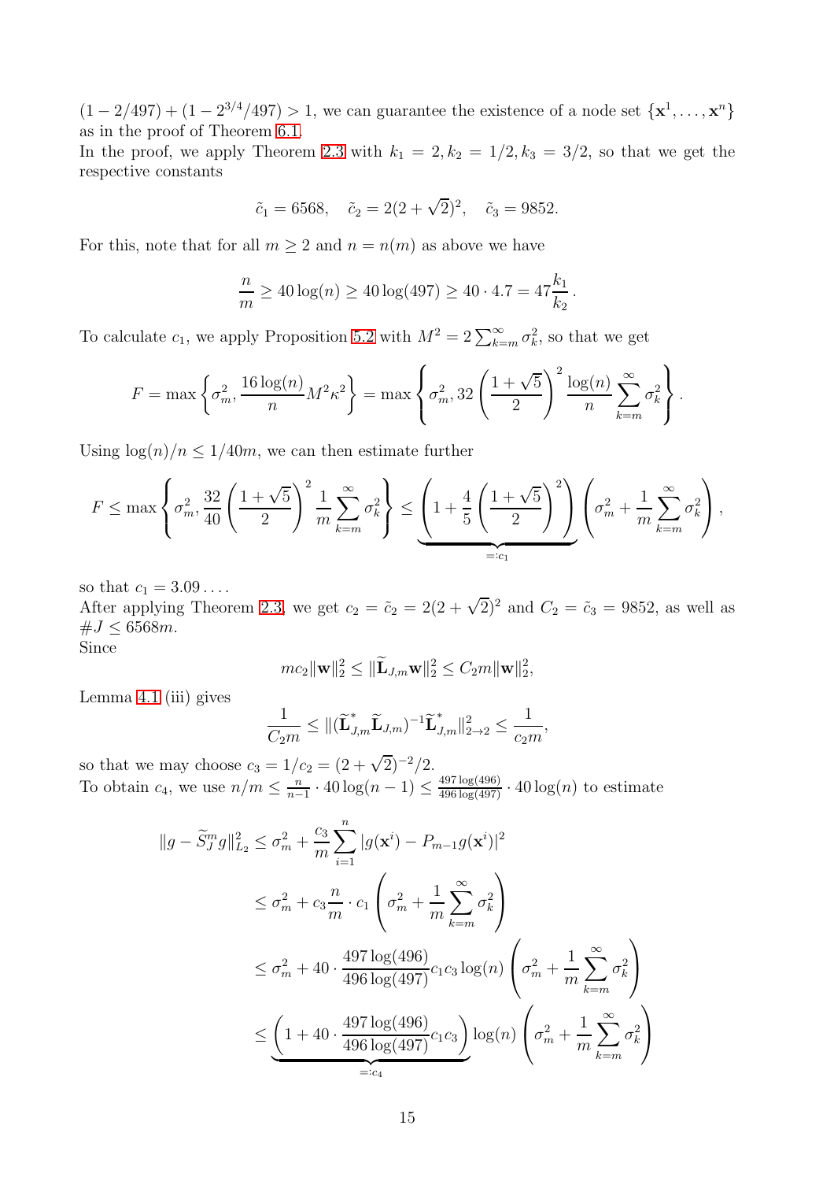$(1 - 2/497) + (1 - 2^{3/4}/497) > 1$, we can guarantee the existence of a node set $\{\mathbf{x}^1, \ldots, \mathbf{x}^n\}$ as in the proof of Theorem 6.1.

In the proof, we apply Theorem 2.3 with $k_1 = 2, k_2 = 1/2, k_3 = 3/2$, so that we get the respective constants

$$\tilde{c}_1 = 6568, \quad \tilde{c}_2 = 2(2+\sqrt{2})^2, \quad \tilde{c}_3 = 9852.$$

For this, note that for all $m \geq 2$ and $n = n(m)$ as above we have

$$\frac{n}{m} \geq 40 \log(n) \geq 40 \log(497) \geq 40 \cdot 4.7 = 47 \frac{k_1}{k_2}\,.$$

To calculate $c_1$, we apply Proposition 5.2 with $M^2 = 2\sum_{k=m}^{\infty} \sigma_k^2$, so that we get

$$F = \max\left\{\sigma_m^2, \frac{16\log(n)}{n} M^2 \kappa^2\right\} = \max\left\{\sigma_m^2, 32\left(\frac{1+\sqrt{5}}{2}\right)^2 \frac{\log(n)}{n} \sum_{k=m}^{\infty} \sigma_k^2\right\}.$$

Using $\log(n)/n \leq 1/40m$, we can then estimate further

$$F \leq \max\left\{\sigma_m^2, \frac{32}{40}\left(\frac{1+\sqrt{5}}{2}\right)^2 \frac{1}{m} \sum_{k=m}^{\infty} \sigma_k^2\right\} \leq \underbrace{\left(1 + \frac{4}{5}\left(\frac{1+\sqrt{5}}{2}\right)^2\right)}_{=:c_1} \left(\sigma_m^2 + \frac{1}{m}\sum_{k=m}^{\infty} \sigma_k^2\right),$$

so that $c_1 = 3.09\ldots$.

After applying Theorem 2.3, we get $c_2 = \tilde{c}_2 = 2(2+\sqrt{2})^2$ and $C_2 = \tilde{c}_3 = 9852$, as well as $\#J \leq 6568m$.

Since

$$mc_2 \|\mathbf{w}\|_2^2 \leq \|\widetilde{\mathbf{L}}_{J,m}\mathbf{w}\|_2^2 \leq C_2 m \|\mathbf{w}\|_2^2,$$

Lemma 4.1 (iii) gives

$$\frac{1}{C_2 m} \leq \|(\widetilde{\mathbf{L}}_{J,m}^* \widetilde{\mathbf{L}}_{J,m})^{-1} \widetilde{\mathbf{L}}_{J,m}^*\|_{2\to 2}^2 \leq \frac{1}{c_2 m},$$

so that we may choose $c_3 = 1/c_2 = (2+\sqrt{2})^{-2}/2$.

To obtain $c_4$, we use $n/m \leq \frac{n}{n-1} \cdot 40\log(n-1) \leq \frac{497\log(496)}{496\log(497)} \cdot 40\log(n)$ to estimate

$$\begin{aligned}
\|g - \widetilde{S}_J^m g\|_{L_2}^2 &\leq \sigma_m^2 + \frac{c_3}{m}\sum_{i=1}^{n} |g(\mathbf{x}^i) - P_{m-1}g(\mathbf{x}^i)|^2 \\
&\leq \sigma_m^2 + c_3 \frac{n}{m} \cdot c_1 \left(\sigma_m^2 + \frac{1}{m}\sum_{k=m}^{\infty} \sigma_k^2\right) \\
&\leq \sigma_m^2 + 40 \cdot \frac{497\log(496)}{496\log(497)} c_1 c_3 \log(n) \left(\sigma_m^2 + \frac{1}{m}\sum_{k=m}^{\infty} \sigma_k^2\right) \\
&\leq \underbrace{\left(1 + 40 \cdot \frac{497\log(496)}{496\log(497)} c_1 c_3\right)}_{=:c_4} \log(n) \left(\sigma_m^2 + \frac{1}{m}\sum_{k=m}^{\infty} \sigma_k^2\right)
\end{aligned}$$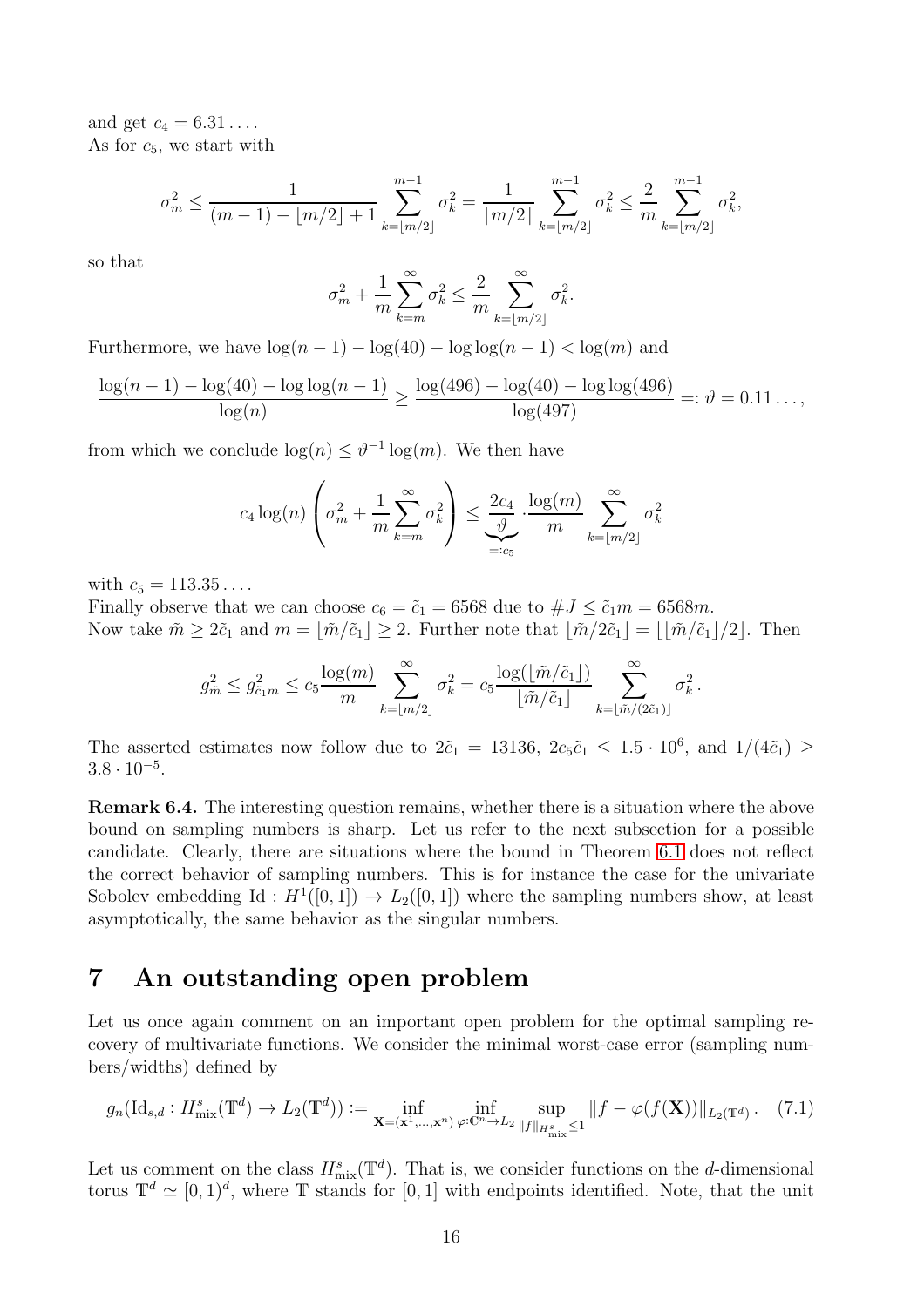and get $c_4 = 6.31\ldots$.
As for $c_5$, we start with

$$\sigma_m^2 \le \frac{1}{(m-1)-\lfloor m/2\rfloor+1}\sum_{k=\lfloor m/2\rfloor}^{m-1}\sigma_k^2 = \frac{1}{\lceil m/2\rceil}\sum_{k=\lfloor m/2\rfloor}^{m-1}\sigma_k^2 \le \frac{2}{m}\sum_{k=\lfloor m/2\rfloor}^{m-1}\sigma_k^2,$$

so that

$$\sigma_m^2 + \frac{1}{m}\sum_{k=m}^{\infty}\sigma_k^2 \le \frac{2}{m}\sum_{k=\lfloor m/2\rfloor}^{\infty}\sigma_k^2.$$

Furthermore, we have $\log(n-1)-\log(40)-\log\log(n-1) < \log(m)$ and

$$\frac{\log(n-1)-\log(40)-\log\log(n-1)}{\log(n)} \ge \frac{\log(496)-\log(40)-\log\log(496)}{\log(497)} =: \vartheta = 0.11\ldots,$$

from which we conclude $\log(n) \le \vartheta^{-1}\log(m)$. We then have

$$c_4\log(n)\left(\sigma_m^2 + \frac{1}{m}\sum_{k=m}^{\infty}\sigma_k^2\right) \le \underbrace{\frac{2c_4}{\vartheta}}_{=:c_5}\cdot\frac{\log(m)}{m}\sum_{k=\lfloor m/2\rfloor}^{\infty}\sigma_k^2$$

with $c_5 = 113.35\ldots$.
Finally observe that we can choose $c_6 = \tilde{c}_1 = 6568$ due to $\#J \le \tilde{c}_1 m = 6568m$.
Now take $\tilde{m} \ge 2\tilde{c}_1$ and $m = \lfloor \tilde{m}/\tilde{c}_1\rfloor \ge 2$. Further note that $\lfloor \tilde{m}/2\tilde{c}_1\rfloor = \lfloor\lfloor \tilde{m}/\tilde{c}_1\rfloor/2\rfloor$. Then

$$g_{\tilde{m}}^2 \le g_{\tilde{c}_1 m}^2 \le c_5\frac{\log(m)}{m}\sum_{k=\lfloor m/2\rfloor}^{\infty}\sigma_k^2 = c_5\frac{\log(\lfloor \tilde{m}/\tilde{c}_1\rfloor)}{\lfloor \tilde{m}/\tilde{c}_1\rfloor}\sum_{k=\lfloor \tilde{m}/(2\tilde{c}_1)\rfloor}^{\infty}\sigma_k^2\,.$$

The asserted estimates now follow due to $2\tilde{c}_1 = 13136$, $2c_5\tilde{c}_1 \le 1.5\cdot 10^6$, and $1/(4\tilde{c}_1) \ge 3.8\cdot 10^{-5}$.

**Remark 6.4.** The interesting question remains, whether there is a situation where the above bound on sampling numbers is sharp. Let us refer to the next subsection for a possible candidate. Clearly, there are situations where the bound in Theorem 6.1 does not reflect the correct behavior of sampling numbers. This is for instance the case for the univariate Sobolev embedding $\mathrm{Id}: H^1([0,1]) \to L_2([0,1])$ where the sampling numbers show, at least asymptotically, the same behavior as the singular numbers.

# 7 An outstanding open problem

Let us once again comment on an important open problem for the optimal sampling recovery of multivariate functions. We consider the minimal worst-case error (sampling numbers/widths) defined by

$$g_n(\mathrm{Id}_{s,d}: H^s_{\mathrm{mix}}(\mathbb{T}^d) \to L_2(\mathbb{T}^d)) := \inf_{\mathbf{X}=(\mathbf{x}^1,\ldots,\mathbf{x}^n)}\inf_{\varphi:\mathbb{C}^n\to L_2}\sup_{\|f\|_{H^s_{\mathrm{mix}}}\le 1}\|f-\varphi(f(\mathbf{X}))\|_{L_2(\mathbb{T}^d)}\,. \quad (7.1)$$

Let us comment on the class $H^s_{\mathrm{mix}}(\mathbb{T}^d)$. That is, we consider functions on the $d$-dimensional torus $\mathbb{T}^d \simeq [0,1)^d$, where $\mathbb{T}$ stands for $[0,1]$ with endpoints identified. Note, that the unit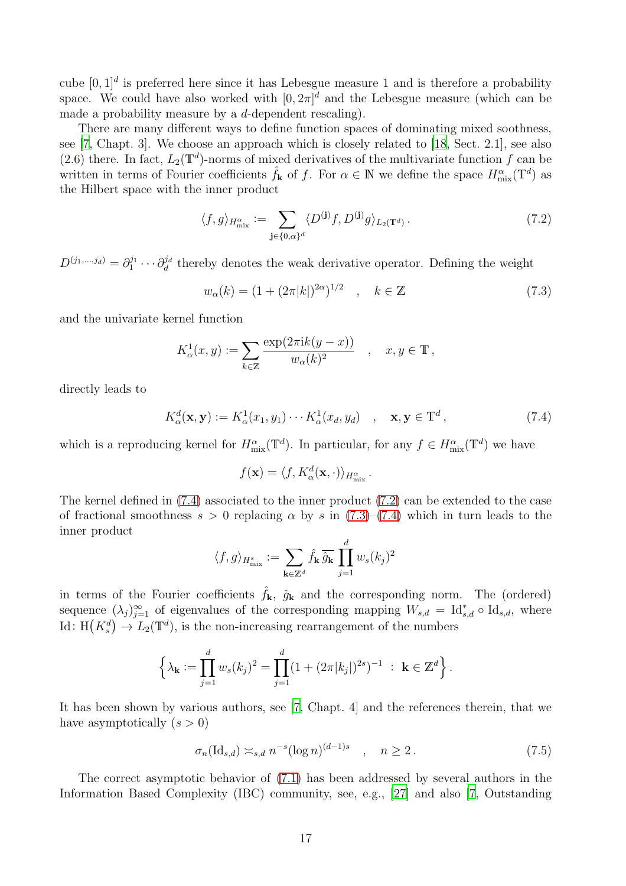cube $[0,1]^d$ is preferred here since it has Lebesgue measure 1 and is therefore a probability space. We could have also worked with $[0,2\pi]^d$ and the Lebesgue measure (which can be made a probability measure by a $d$-dependent rescaling).

There are many different ways to define function spaces of dominating mixed soothness, see [7, Chapt. 3]. We choose an approach which is closely related to [18, Sect. 2.1], see also (2.6) there. In fact, $L_2(\mathbb{T}^d)$-norms of mixed derivatives of the multivariate function $f$ can be written in terms of Fourier coefficients $\hat{f}_{\mathbf{k}}$ of $f$. For $\alpha \in \mathbb{N}$ we define the space $H^\alpha_{\text{mix}}(\mathbb{T}^d)$ as the Hilbert space with the inner product

$$\langle f, g\rangle_{H^\alpha_{\text{mix}}} := \sum_{\mathbf{j}\in\{0,\alpha\}^d} \langle D^{(\mathbf{j})} f, D^{(\mathbf{j})} g\rangle_{L_2(\mathbb{T}^d)} \,. \tag{7.2}$$

$D^{(j_1,\ldots,j_d)} = \partial_1^{j_1} \cdots \partial_d^{j_d}$ thereby denotes the weak derivative operator. Defining the weight

$$w_\alpha(k) = (1 + (2\pi|k|)^{2\alpha})^{1/2} \quad , \quad k \in \mathbb{Z} \tag{7.3}$$

and the univariate kernel function

$$K^1_\alpha(x,y) := \sum_{k\in\mathbb{Z}} \frac{\exp(2\pi \mathrm{i} k(y-x))}{w_\alpha(k)^2} \quad , \quad x,y \in \mathbb{T}\,,$$

directly leads to

$$K^d_\alpha(\mathbf{x},\mathbf{y}) := K^1_\alpha(x_1,y_1) \cdots K^1_\alpha(x_d,y_d) \quad , \quad \mathbf{x},\mathbf{y} \in \mathbb{T}^d\,, \tag{7.4}$$

which is a reproducing kernel for $H^\alpha_{\text{mix}}(\mathbb{T}^d)$. In particular, for any $f \in H^\alpha_{\text{mix}}(\mathbb{T}^d)$ we have

$$f(\mathbf{x}) = \langle f, K^d_\alpha(\mathbf{x},\cdot)\rangle_{H^\alpha_{\text{mix}}}\,.$$

The kernel defined in (7.4) associated to the inner product (7.2) can be extended to the case of fractional smoothness $s > 0$ replacing $\alpha$ by $s$ in (7.3)–(7.4) which in turn leads to the inner product

$$\langle f, g\rangle_{H^s_{\text{mix}}} := \sum_{\mathbf{k}\in\mathbb{Z}^d} \hat{f}_{\mathbf{k}}\, \overline{\hat{g}_{\mathbf{k}}} \prod_{j=1}^d w_s(k_j)^2$$

in terms of the Fourier coefficients $\hat{f}_{\mathbf{k}}$, $\hat{g}_{\mathbf{k}}$ and the corresponding norm. The (ordered) sequence $(\lambda_j)_{j=1}^\infty$ of eigenvalues of the corresponding mapping $W_{s,d} = \mathrm{Id}^*_{s,d} \circ \mathrm{Id}_{s,d}$, where $\mathrm{Id}\colon \mathrm{H}(K^d_s) \to L_2(\mathbb{T}^d)$, is the non-increasing rearrangement of the numbers

$$\Big\{\lambda_{\mathbf{k}} := \prod_{j=1}^d w_s(k_j)^2 = \prod_{j=1}^d (1 + (2\pi|k_j|)^{2s})^{-1} \ : \ \mathbf{k} \in \mathbb{Z}^d\Big\}\,.$$

It has been shown by various authors, see [7, Chapt. 4] and the references therein, that we have asymptotically ($s > 0$)

$$\sigma_n(\mathrm{Id}_{s,d}) \asymp_{s,d} n^{-s} (\log n)^{(d-1)s} \quad , \quad n \geq 2\,. \tag{7.5}$$

The correct asymptotic behavior of (7.1) has been addressed by several authors in the Information Based Complexity (IBC) community, see, e.g., [27] and also [7, Outstanding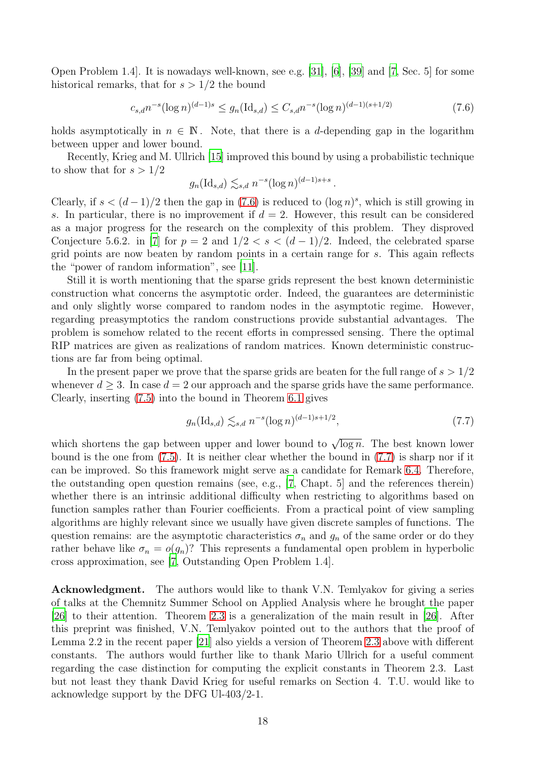Open Problem 1.4]. It is nowadays well-known, see e.g. [31], [6], [39] and [7, Sec. 5] for some historical remarks, that for $s > 1/2$ the bound

$$c_{s,d} n^{-s} (\log n)^{(d-1)s} \le g_n(\mathrm{Id}_{s,d}) \le C_{s,d} n^{-s} (\log n)^{(d-1)(s+1/2)} \tag{7.6}$$

holds asymptotically in $n \in \mathbb{N}$. Note, that there is a $d$-depending gap in the logarithm between upper and lower bound.

Recently, Krieg and M. Ullrich [15] improved this bound by using a probabilistic technique to show that for $s > 1/2$

$$g_n(\mathrm{Id}_{s,d}) \lesssim_{s,d} n^{-s} (\log n)^{(d-1)s+s} .$$

Clearly, if $s < (d-1)/2$ then the gap in (7.6) is reduced to $(\log n)^s$, which is still growing in $s$. In particular, there is no improvement if $d = 2$. However, this result can be considered as a major progress for the research on the complexity of this problem. They disproved Conjecture 5.6.2. in [7] for $p = 2$ and $1/2 < s < (d-1)/2$. Indeed, the celebrated sparse grid points are now beaten by random points in a certain range for $s$. This again reflects the "power of random information", see [11].

Still it is worth mentioning that the sparse grids represent the best known deterministic construction what concerns the asymptotic order. Indeed, the guarantees are deterministic and only slightly worse compared to random nodes in the asymptotic regime. However, regarding preasymptotics the random constructions provide substantial advantages. The problem is somehow related to the recent efforts in compressed sensing. There the optimal RIP matrices are given as realizations of random matrices. Known deterministic constructions are far from being optimal.

In the present paper we prove that the sparse grids are beaten for the full range of $s > 1/2$ whenever $d \ge 3$. In case $d = 2$ our approach and the sparse grids have the same performance. Clearly, inserting (7.5) into the bound in Theorem 6.1 gives

$$g_n(\mathrm{Id}_{s,d}) \lesssim_{s,d} n^{-s} (\log n)^{(d-1)s+1/2}, \tag{7.7}$$

which shortens the gap between upper and lower bound to $\sqrt{\log n}$. The best known lower bound is the one from (7.5). It is neither clear whether the bound in (7.7) is sharp nor if it can be improved. So this framework might serve as a candidate for Remark 6.4. Therefore, the outstanding open question remains (see, e.g., [7, Chapt. 5] and the references therein) whether there is an intrinsic additional difficulty when restricting to algorithms based on function samples rather than Fourier coefficients. From a practical point of view sampling algorithms are highly relevant since we usually have given discrete samples of functions. The question remains: are the asymptotic characteristics $\sigma_n$ and $g_n$ of the same order or do they rather behave like $\sigma_n = o(g_n)$? This represents a fundamental open problem in hyperbolic cross approximation, see [7, Outstanding Open Problem 1.4].

**Acknowledgment.** The authors would like to thank V.N. Temlyakov for giving a series of talks at the Chemnitz Summer School on Applied Analysis where he brought the paper [26] to their attention. Theorem 2.3 is a generalization of the main result in [26]. After this preprint was finished, V.N. Temlyakov pointed out to the authors that the proof of Lemma 2.2 in the recent paper [21] also yields a version of Theorem 2.3 above with different constants. The authors would further like to thank Mario Ullrich for a useful comment regarding the case distinction for computing the explicit constants in Theorem 2.3. Last but not least they thank David Krieg for useful remarks on Section 4. T.U. would like to acknowledge support by the DFG Ul-403/2-1.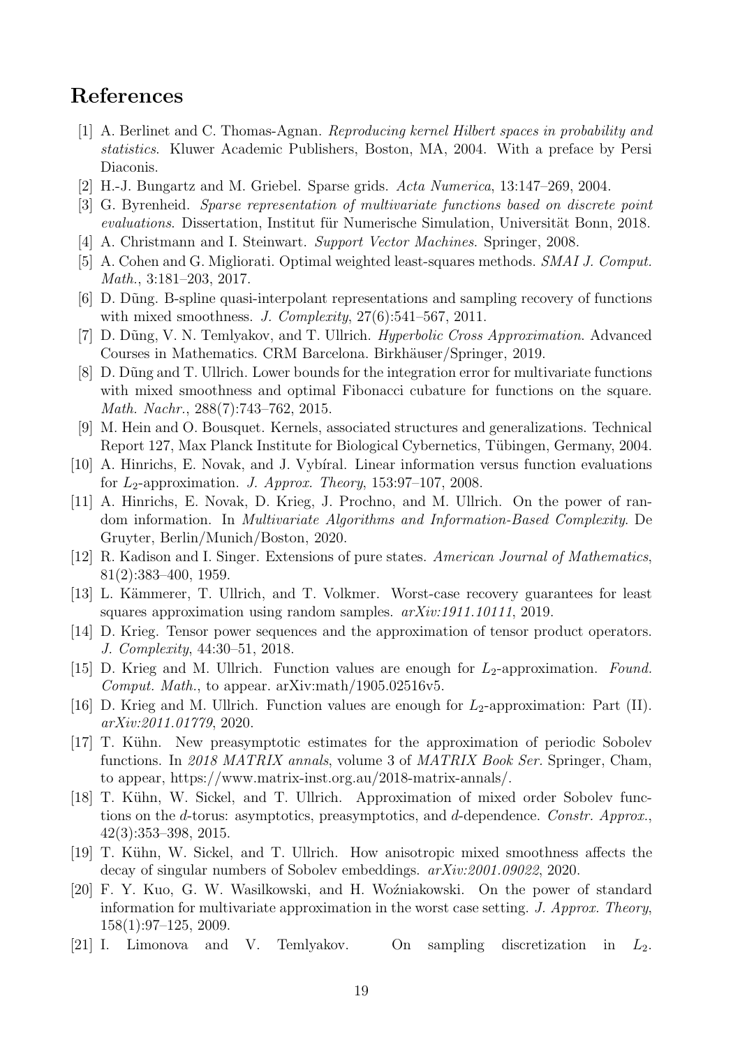## References

[1] A. Berlinet and C. Thomas-Agnan. *Reproducing kernel Hilbert spaces in probability and statistics*. Kluwer Academic Publishers, Boston, MA, 2004. With a preface by Persi Diaconis.

[2] H.-J. Bungartz and M. Griebel. Sparse grids. *Acta Numerica*, 13:147–269, 2004.

[3] G. Byrenheid. *Sparse representation of multivariate functions based on discrete point evaluations*. Dissertation, Institut für Numerische Simulation, Universität Bonn, 2018.

[4] A. Christmann and I. Steinwart. *Support Vector Machines*. Springer, 2008.

[5] A. Cohen and G. Migliorati. Optimal weighted least-squares methods. *SMAI J. Comput. Math.*, 3:181–203, 2017.

[6] D. Dũng. B-spline quasi-interpolant representations and sampling recovery of functions with mixed smoothness. *J. Complexity*, 27(6):541–567, 2011.

[7] D. Dũng, V. N. Temlyakov, and T. Ullrich. *Hyperbolic Cross Approximation*. Advanced Courses in Mathematics. CRM Barcelona. Birkhäuser/Springer, 2019.

[8] D. Dũng and T. Ullrich. Lower bounds for the integration error for multivariate functions with mixed smoothness and optimal Fibonacci cubature for functions on the square. *Math. Nachr.*, 288(7):743–762, 2015.

[9] M. Hein and O. Bousquet. Kernels, associated structures and generalizations. Technical Report 127, Max Planck Institute for Biological Cybernetics, Tübingen, Germany, 2004.

[10] A. Hinrichs, E. Novak, and J. Vybíral. Linear information versus function evaluations for $L_2$-approximation. *J. Approx. Theory*, 153:97–107, 2008.

[11] A. Hinrichs, E. Novak, D. Krieg, J. Prochno, and M. Ullrich. On the power of random information. In *Multivariate Algorithms and Information-Based Complexity*. De Gruyter, Berlin/Munich/Boston, 2020.

[12] R. Kadison and I. Singer. Extensions of pure states. *American Journal of Mathematics*, 81(2):383–400, 1959.

[13] L. Kämmerer, T. Ullrich, and T. Volkmer. Worst-case recovery guarantees for least squares approximation using random samples. *arXiv:1911.10111*, 2019.

[14] D. Krieg. Tensor power sequences and the approximation of tensor product operators. *J. Complexity*, 44:30–51, 2018.

[15] D. Krieg and M. Ullrich. Function values are enough for $L_2$-approximation. *Found. Comput. Math.*, to appear. arXiv:math/1905.02516v5.

[16] D. Krieg and M. Ullrich. Function values are enough for $L_2$-approximation: Part (II). *arXiv:2011.01779*, 2020.

[17] T. Kühn. New preasymptotic estimates for the approximation of periodic Sobolev functions. In *2018 MATRIX annals*, volume 3 of *MATRIX Book Ser.* Springer, Cham, to appear, https://www.matrix-inst.org.au/2018-matrix-annals/.

[18] T. Kühn, W. Sickel, and T. Ullrich. Approximation of mixed order Sobolev functions on the $d$-torus: asymptotics, preasymptotics, and $d$-dependence. *Constr. Approx.*, 42(3):353–398, 2015.

[19] T. Kühn, W. Sickel, and T. Ullrich. How anisotropic mixed smoothness affects the decay of singular numbers of Sobolev embeddings. *arXiv:2001.09022*, 2020.

[20] F. Y. Kuo, G. W. Wasilkowski, and H. Woźniakowski. On the power of standard information for multivariate approximation in the worst case setting. *J. Approx. Theory*, 158(1):97–125, 2009.

[21] I. Limonova and V. Temlyakov. On sampling discretization in $L_2$.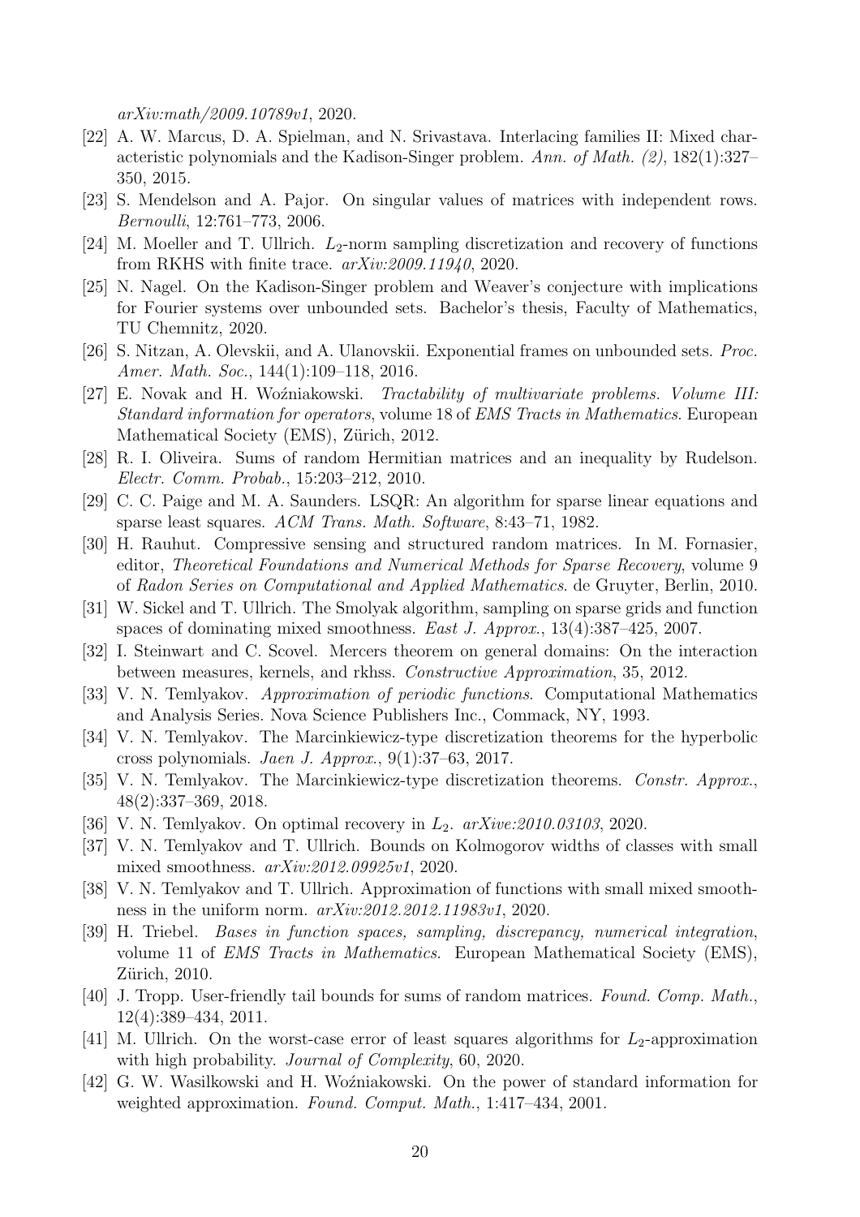*arXiv:math/2009.10789v1*, 2020.

[22] A. W. Marcus, D. A. Spielman, and N. Srivastava. Interlacing families II: Mixed characteristic polynomials and the Kadison-Singer problem. *Ann. of Math. (2)*, 182(1):327–350, 2015.

[23] S. Mendelson and A. Pajor. On singular values of matrices with independent rows. *Bernoulli*, 12:761–773, 2006.

[24] M. Moeller and T. Ullrich. $L_2$-norm sampling discretization and recovery of functions from RKHS with finite trace. *arXiv:2009.11940*, 2020.

[25] N. Nagel. On the Kadison-Singer problem and Weaver's conjecture with implications for Fourier systems over unbounded sets. Bachelor's thesis, Faculty of Mathematics, TU Chemnitz, 2020.

[26] S. Nitzan, A. Olevskii, and A. Ulanovskii. Exponential frames on unbounded sets. *Proc. Amer. Math. Soc.*, 144(1):109–118, 2016.

[27] E. Novak and H. Woźniakowski. *Tractability of multivariate problems. Volume III: Standard information for operators*, volume 18 of *EMS Tracts in Mathematics*. European Mathematical Society (EMS), Zürich, 2012.

[28] R. I. Oliveira. Sums of random Hermitian matrices and an inequality by Rudelson. *Electr. Comm. Probab.*, 15:203–212, 2010.

[29] C. C. Paige and M. A. Saunders. LSQR: An algorithm for sparse linear equations and sparse least squares. *ACM Trans. Math. Software*, 8:43–71, 1982.

[30] H. Rauhut. Compressive sensing and structured random matrices. In M. Fornasier, editor, *Theoretical Foundations and Numerical Methods for Sparse Recovery*, volume 9 of *Radon Series on Computational and Applied Mathematics*. de Gruyter, Berlin, 2010.

[31] W. Sickel and T. Ullrich. The Smolyak algorithm, sampling on sparse grids and function spaces of dominating mixed smoothness. *East J. Approx.*, 13(4):387–425, 2007.

[32] I. Steinwart and C. Scovel. Mercers theorem on general domains: On the interaction between measures, kernels, and rkhss. *Constructive Approximation*, 35, 2012.

[33] V. N. Temlyakov. *Approximation of periodic functions*. Computational Mathematics and Analysis Series. Nova Science Publishers Inc., Commack, NY, 1993.

[34] V. N. Temlyakov. The Marcinkiewicz-type discretization theorems for the hyperbolic cross polynomials. *Jaen J. Approx.*, 9(1):37–63, 2017.

[35] V. N. Temlyakov. The Marcinkiewicz-type discretization theorems. *Constr. Approx.*, 48(2):337–369, 2018.

[36] V. N. Temlyakov. On optimal recovery in $L_2$. *arXive:2010.03103*, 2020.

[37] V. N. Temlyakov and T. Ullrich. Bounds on Kolmogorov widths of classes with small mixed smoothness. *arXiv:2012.09925v1*, 2020.

[38] V. N. Temlyakov and T. Ullrich. Approximation of functions with small mixed smoothness in the uniform norm. *arXiv:2012.2012.11983v1*, 2020.

[39] H. Triebel. *Bases in function spaces, sampling, discrepancy, numerical integration*, volume 11 of *EMS Tracts in Mathematics*. European Mathematical Society (EMS), Zürich, 2010.

[40] J. Tropp. User-friendly tail bounds for sums of random matrices. *Found. Comp. Math.*, 12(4):389–434, 2011.

[41] M. Ullrich. On the worst-case error of least squares algorithms for $L_2$-approximation with high probability. *Journal of Complexity*, 60, 2020.

[42] G. W. Wasilkowski and H. Woźniakowski. On the power of standard information for weighted approximation. *Found. Comput. Math.*, 1:417–434, 2001.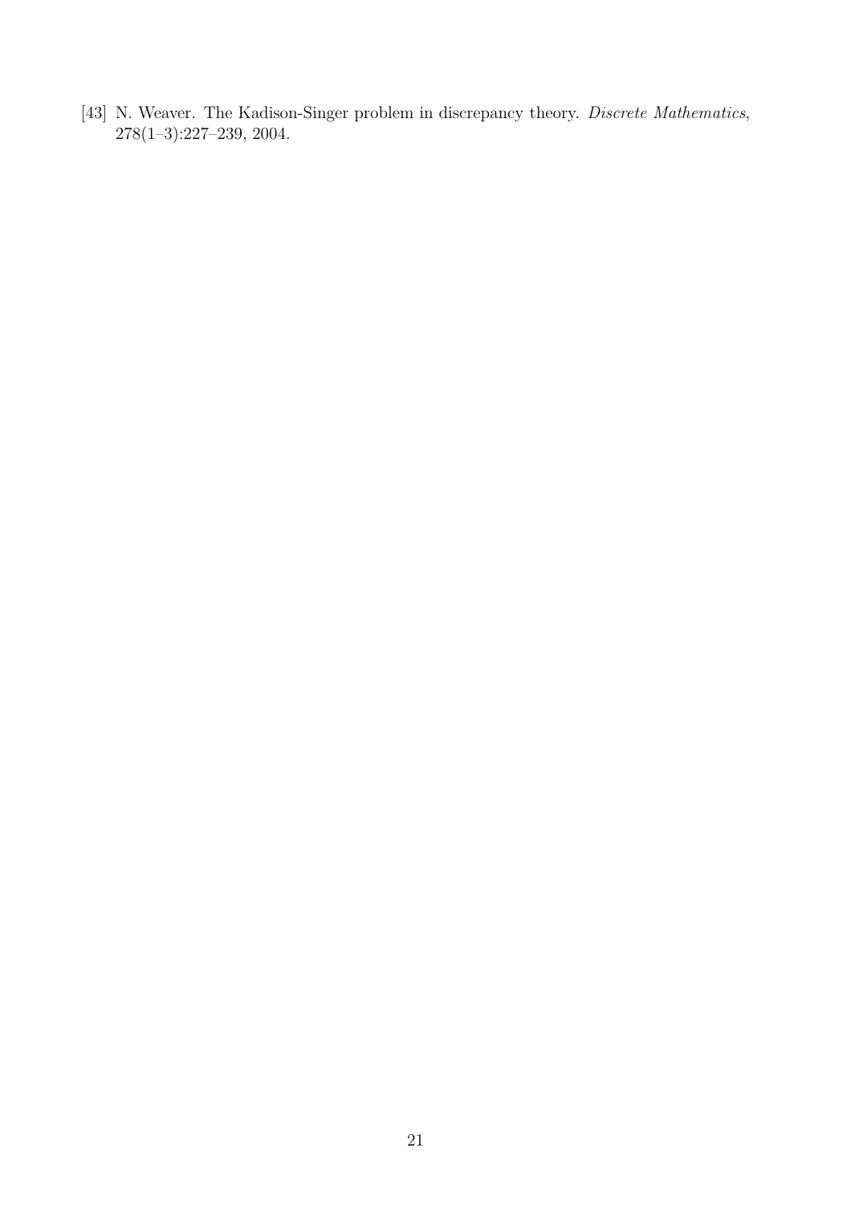[43] N. Weaver. The Kadison-Singer problem in discrepancy theory. *Discrete Mathematics*, 278(1–3):227–239, 2004.